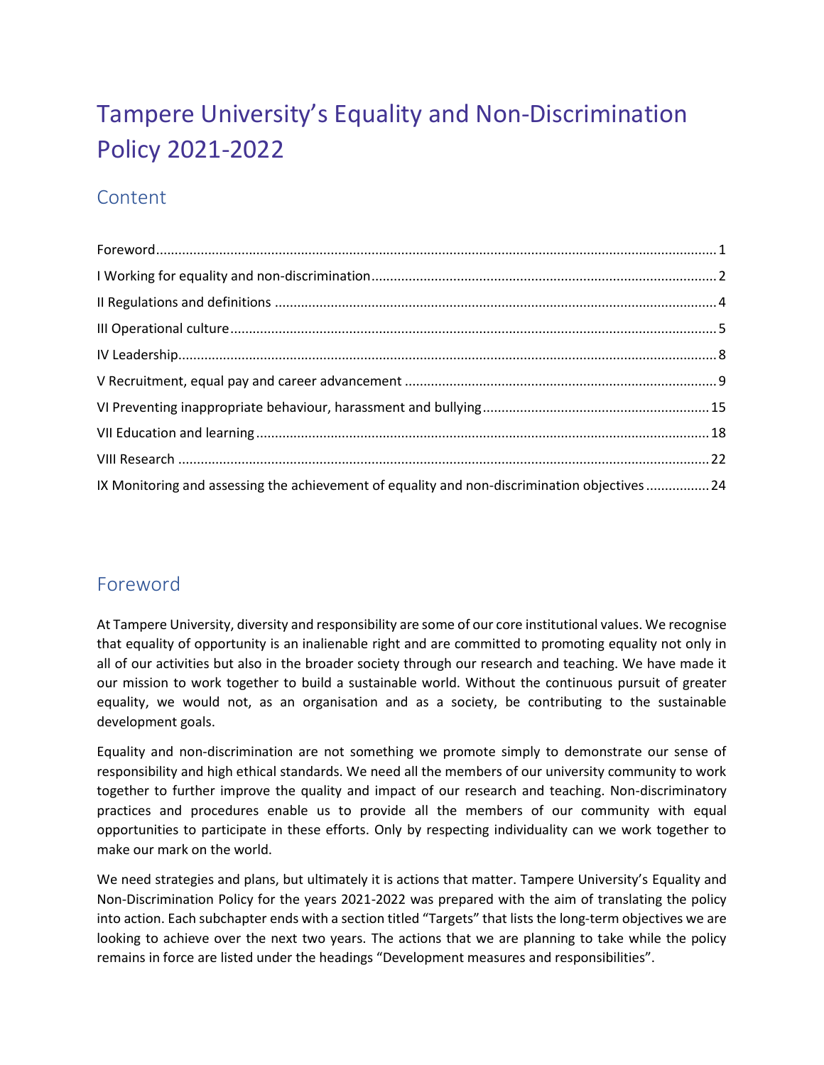# Tampere University's Equality and Non-Discrimination Policy 2021-2022

## Content

Foreword ........ 1
I Working for equality and non-discrimination ........ 2
II Regulations and definitions ........ 4
III Operational culture ........ 5
IV Leadership ........ 8
V Recruitment, equal pay and career advancement ........ 9
VI Preventing inappropriate behaviour, harassment and bullying ........ 15
VII Education and learning ........ 18
VIII Research ........ 22
IX Monitoring and assessing the achievement of equality and non-discrimination objectives ........ 24

## Foreword

At Tampere University, diversity and responsibility are some of our core institutional values. We recognise that equality of opportunity is an inalienable right and are committed to promoting equality not only in all of our activities but also in the broader society through our research and teaching. We have made it our mission to work together to build a sustainable world. Without the continuous pursuit of greater equality, we would not, as an organisation and as a society, be contributing to the sustainable development goals.

Equality and non-discrimination are not something we promote simply to demonstrate our sense of responsibility and high ethical standards. We need all the members of our university community to work together to further improve the quality and impact of our research and teaching. Non-discriminatory practices and procedures enable us to provide all the members of our community with equal opportunities to participate in these efforts. Only by respecting individuality can we work together to make our mark on the world.

We need strategies and plans, but ultimately it is actions that matter. Tampere University's Equality and Non-Discrimination Policy for the years 2021-2022 was prepared with the aim of translating the policy into action. Each subchapter ends with a section titled "Targets" that lists the long-term objectives we are looking to achieve over the next two years. The actions that we are planning to take while the policy remains in force are listed under the headings "Development measures and responsibilities".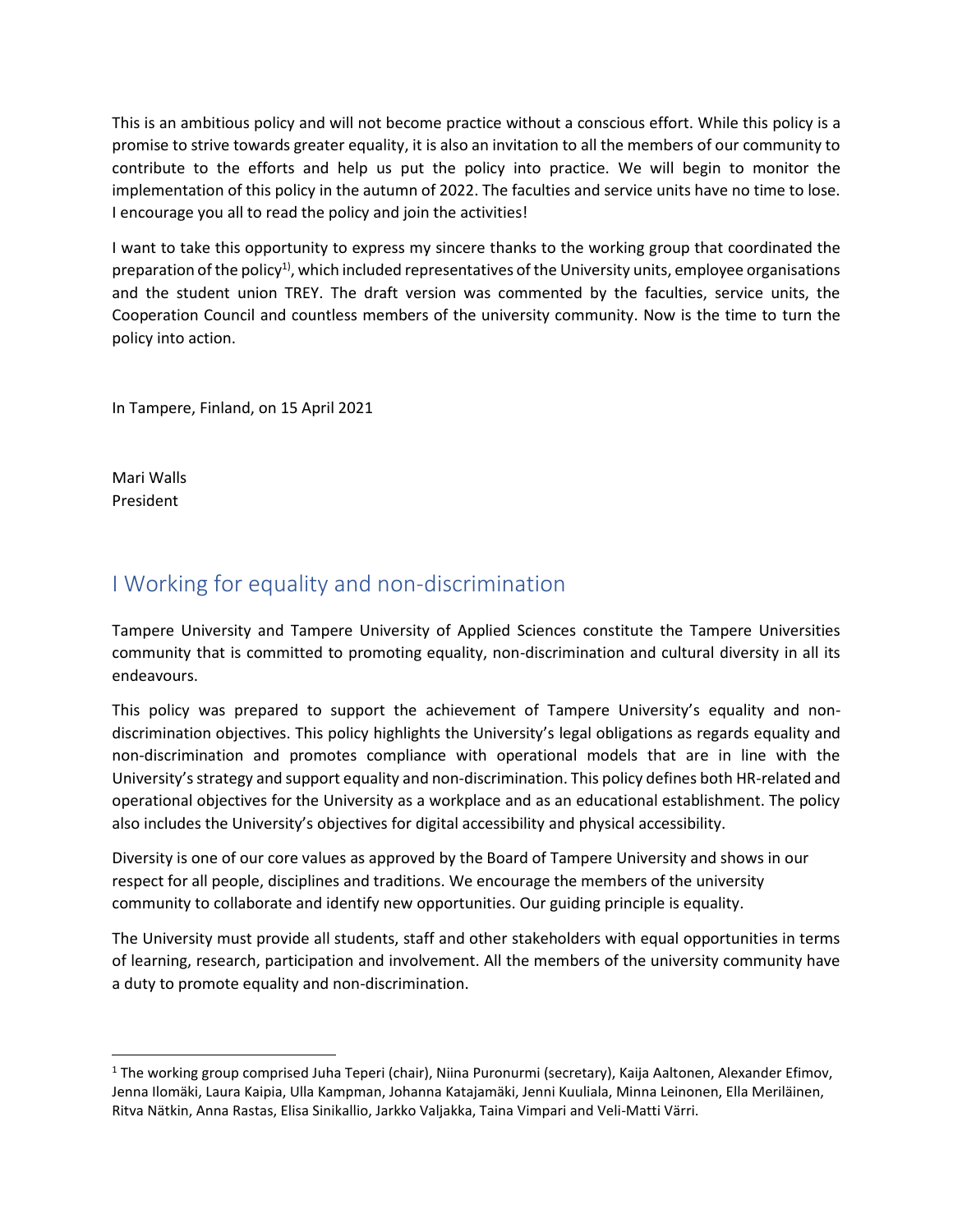This is an ambitious policy and will not become practice without a conscious effort. While this policy is a promise to strive towards greater equality, it is also an invitation to all the members of our community to contribute to the efforts and help us put the policy into practice. We will begin to monitor the implementation of this policy in the autumn of 2022. The faculties and service units have no time to lose. I encourage you all to read the policy and join the activities!

I want to take this opportunity to express my sincere thanks to the working group that coordinated the preparation of the policy[1)], which included representatives of the University units, employee organisations and the student union TREY. The draft version was commented by the faculties, service units, the Cooperation Council and countless members of the university community. Now is the time to turn the policy into action.

In Tampere, Finland, on 15 April 2021

Mari Walls
President

## I Working for equality and non-discrimination

Tampere University and Tampere University of Applied Sciences constitute the Tampere Universities community that is committed to promoting equality, non-discrimination and cultural diversity in all its endeavours.

This policy was prepared to support the achievement of Tampere University's equality and non-discrimination objectives. This policy highlights the University's legal obligations as regards equality and non-discrimination and promotes compliance with operational models that are in line with the University's strategy and support equality and non-discrimination. This policy defines both HR-related and operational objectives for the University as a workplace and as an educational establishment. The policy also includes the University's objectives for digital accessibility and physical accessibility.

Diversity is one of our core values as approved by the Board of Tampere University and shows in our respect for all people, disciplines and traditions. We encourage the members of the university community to collaborate and identify new opportunities. Our guiding principle is equality.

The University must provide all students, staff and other stakeholders with equal opportunities in terms of learning, research, participation and involvement. All the members of the university community have a duty to promote equality and non-discrimination.

---

[1] The working group comprised Juha Teperi (chair), Niina Puronurmi (secretary), Kaija Aaltonen, Alexander Efimov, Jenna Ilomäki, Laura Kaipia, Ulla Kampman, Johanna Katajamäki, Jenni Kuuliala, Minna Leinonen, Ella Meriläinen, Ritva Nätkin, Anna Rastas, Elisa Sinikallio, Jarkko Valjakka, Taina Vimpari and Veli-Matti Värri.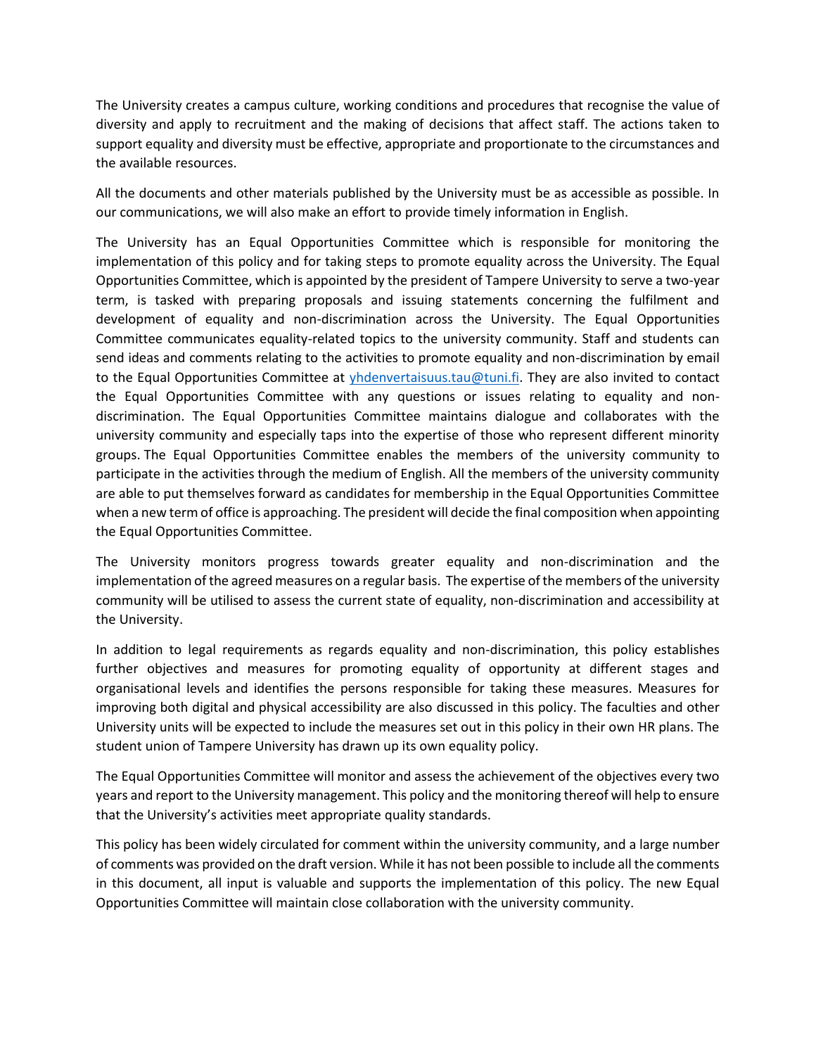The University creates a campus culture, working conditions and procedures that recognise the value of diversity and apply to recruitment and the making of decisions that affect staff. The actions taken to support equality and diversity must be effective, appropriate and proportionate to the circumstances and the available resources.

All the documents and other materials published by the University must be as accessible as possible. In our communications, we will also make an effort to provide timely information in English.

The University has an Equal Opportunities Committee which is responsible for monitoring the implementation of this policy and for taking steps to promote equality across the University. The Equal Opportunities Committee, which is appointed by the president of Tampere University to serve a two-year term, is tasked with preparing proposals and issuing statements concerning the fulfilment and development of equality and non-discrimination across the University. The Equal Opportunities Committee communicates equality-related topics to the university community. Staff and students can send ideas and comments relating to the activities to promote equality and non-discrimination by email to the Equal Opportunities Committee at [yhdenvertaisuus.tau@tuni.fi](mailto:yhdenvertaisuus.tau@tuni.fi). They are also invited to contact the Equal Opportunities Committee with any questions or issues relating to equality and non-discrimination. The Equal Opportunities Committee maintains dialogue and collaborates with the university community and especially taps into the expertise of those who represent different minority groups. The Equal Opportunities Committee enables the members of the university community to participate in the activities through the medium of English. All the members of the university community are able to put themselves forward as candidates for membership in the Equal Opportunities Committee when a new term of office is approaching. The president will decide the final composition when appointing the Equal Opportunities Committee.

The University monitors progress towards greater equality and non-discrimination and the implementation of the agreed measures on a regular basis. The expertise of the members of the university community will be utilised to assess the current state of equality, non-discrimination and accessibility at the University.

In addition to legal requirements as regards equality and non-discrimination, this policy establishes further objectives and measures for promoting equality of opportunity at different stages and organisational levels and identifies the persons responsible for taking these measures. Measures for improving both digital and physical accessibility are also discussed in this policy. The faculties and other University units will be expected to include the measures set out in this policy in their own HR plans. The student union of Tampere University has drawn up its own equality policy.

The Equal Opportunities Committee will monitor and assess the achievement of the objectives every two years and report to the University management. This policy and the monitoring thereof will help to ensure that the University's activities meet appropriate quality standards.

This policy has been widely circulated for comment within the university community, and a large number of comments was provided on the draft version. While it has not been possible to include all the comments in this document, all input is valuable and supports the implementation of this policy. The new Equal Opportunities Committee will maintain close collaboration with the university community.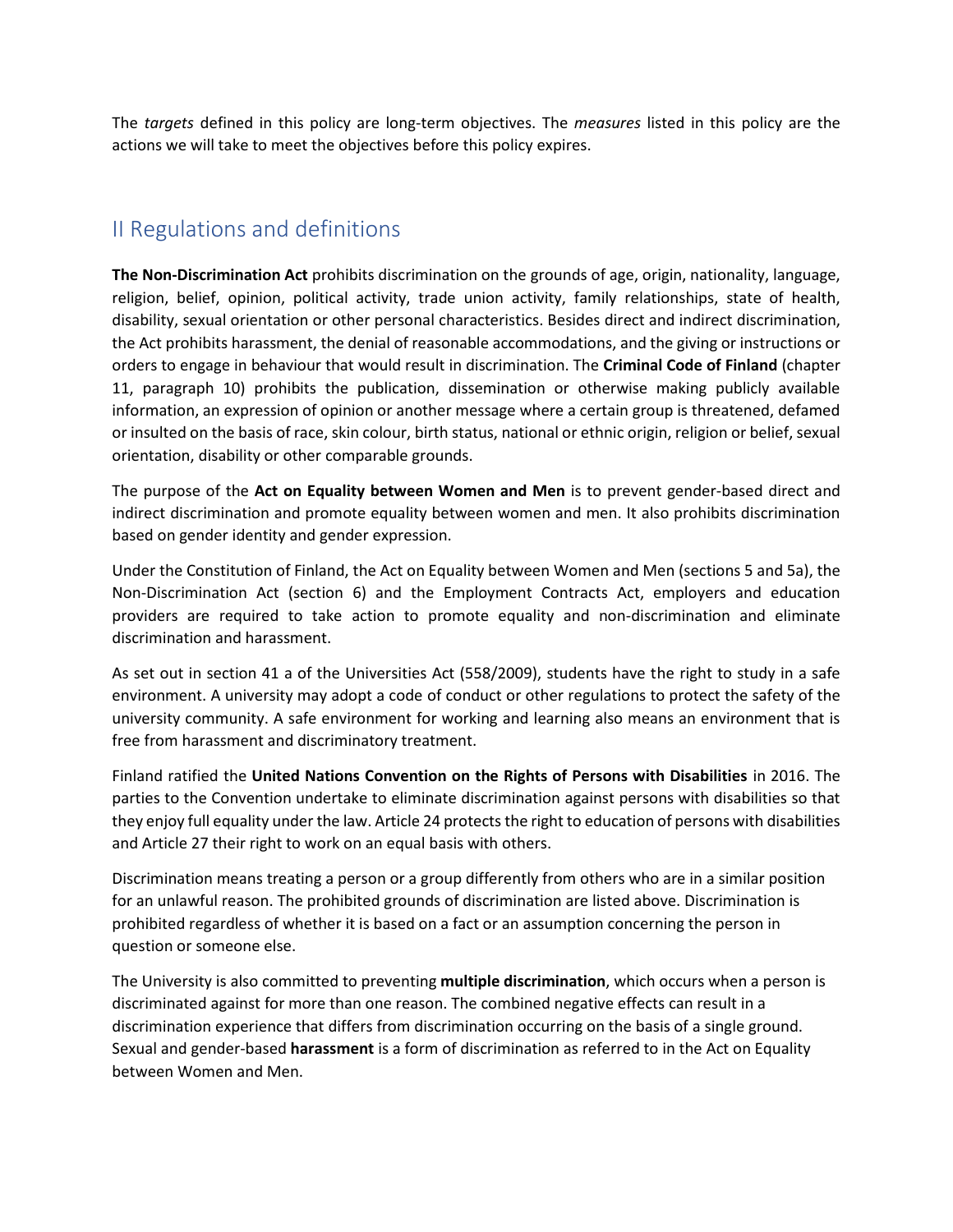The *targets* defined in this policy are long-term objectives. The *measures* listed in this policy are the actions we will take to meet the objectives before this policy expires.

## II Regulations and definitions

**The Non-Discrimination Act** prohibits discrimination on the grounds of age, origin, nationality, language, religion, belief, opinion, political activity, trade union activity, family relationships, state of health, disability, sexual orientation or other personal characteristics. Besides direct and indirect discrimination, the Act prohibits harassment, the denial of reasonable accommodations, and the giving or instructions or orders to engage in behaviour that would result in discrimination. The **Criminal Code of Finland** (chapter 11, paragraph 10) prohibits the publication, dissemination or otherwise making publicly available information, an expression of opinion or another message where a certain group is threatened, defamed or insulted on the basis of race, skin colour, birth status, national or ethnic origin, religion or belief, sexual orientation, disability or other comparable grounds.

The purpose of the **Act on Equality between Women and Men** is to prevent gender-based direct and indirect discrimination and promote equality between women and men. It also prohibits discrimination based on gender identity and gender expression.

Under the Constitution of Finland, the Act on Equality between Women and Men (sections 5 and 5a), the Non-Discrimination Act (section 6) and the Employment Contracts Act, employers and education providers are required to take action to promote equality and non-discrimination and eliminate discrimination and harassment.

As set out in section 41 a of the Universities Act (558/2009), students have the right to study in a safe environment. A university may adopt a code of conduct or other regulations to protect the safety of the university community. A safe environment for working and learning also means an environment that is free from harassment and discriminatory treatment.

Finland ratified the **United Nations Convention on the Rights of Persons with Disabilities** in 2016. The parties to the Convention undertake to eliminate discrimination against persons with disabilities so that they enjoy full equality under the law. Article 24 protects the right to education of persons with disabilities and Article 27 their right to work on an equal basis with others.

Discrimination means treating a person or a group differently from others who are in a similar position for an unlawful reason. The prohibited grounds of discrimination are listed above. Discrimination is prohibited regardless of whether it is based on a fact or an assumption concerning the person in question or someone else.

The University is also committed to preventing **multiple discrimination**, which occurs when a person is discriminated against for more than one reason. The combined negative effects can result in a discrimination experience that differs from discrimination occurring on the basis of a single ground. Sexual and gender-based **harassment** is a form of discrimination as referred to in the Act on Equality between Women and Men.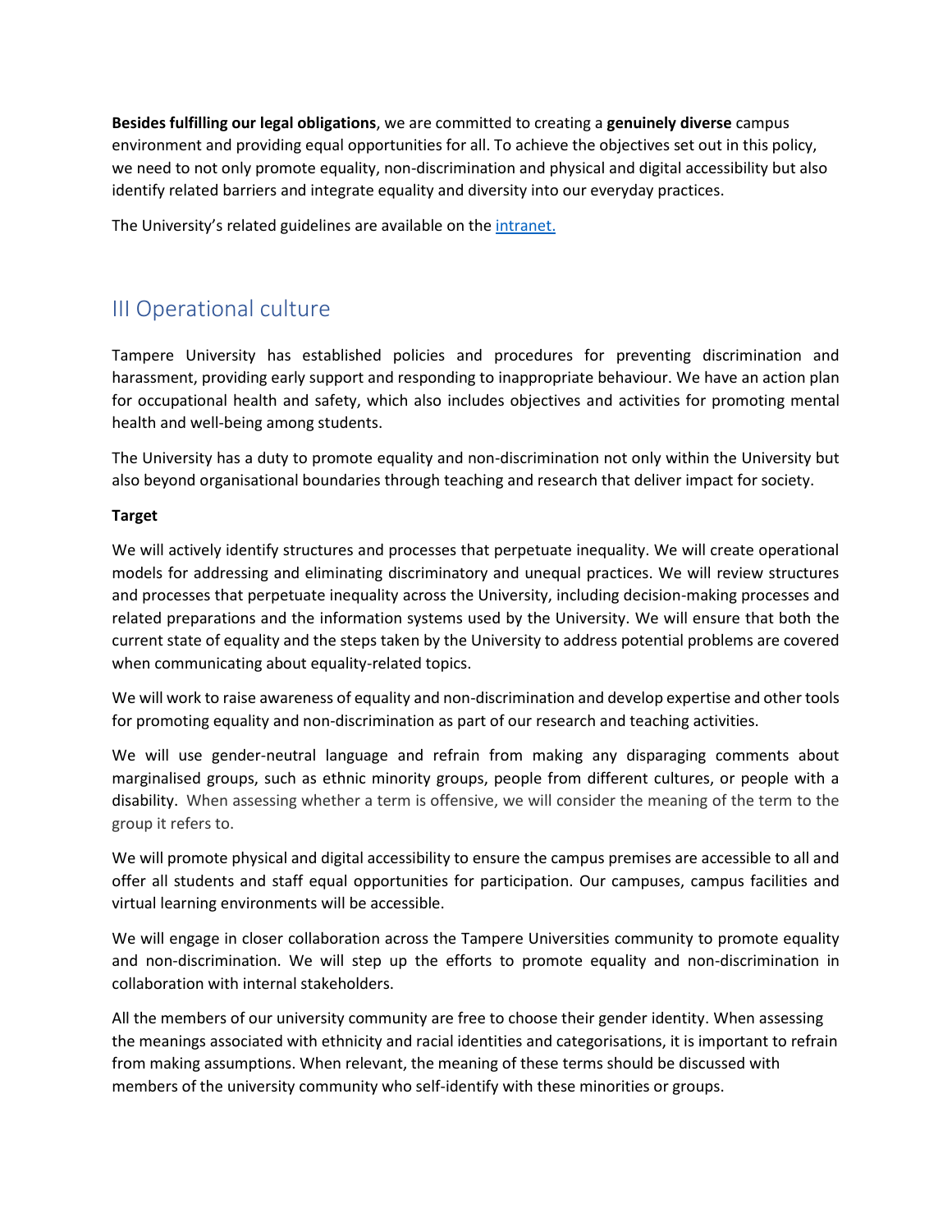**Besides fulfilling our legal obligations**, we are committed to creating a **genuinely diverse** campus environment and providing equal opportunities for all. To achieve the objectives set out in this policy, we need to not only promote equality, non-discrimination and physical and digital accessibility but also identify related barriers and integrate equality and diversity into our everyday practices.

The University's related guidelines are available on the [intranet.](intranet.)

## III Operational culture

Tampere University has established policies and procedures for preventing discrimination and harassment, providing early support and responding to inappropriate behaviour. We have an action plan for occupational health and safety, which also includes objectives and activities for promoting mental health and well-being among students.

The University has a duty to promote equality and non-discrimination not only within the University but also beyond organisational boundaries through teaching and research that deliver impact for society.

**Target**

We will actively identify structures and processes that perpetuate inequality. We will create operational models for addressing and eliminating discriminatory and unequal practices. We will review structures and processes that perpetuate inequality across the University, including decision-making processes and related preparations and the information systems used by the University. We will ensure that both the current state of equality and the steps taken by the University to address potential problems are covered when communicating about equality-related topics.

We will work to raise awareness of equality and non-discrimination and develop expertise and other tools for promoting equality and non-discrimination as part of our research and teaching activities.

We will use gender-neutral language and refrain from making any disparaging comments about marginalised groups, such as ethnic minority groups, people from different cultures, or people with a disability. When assessing whether a term is offensive, we will consider the meaning of the term to the group it refers to.

We will promote physical and digital accessibility to ensure the campus premises are accessible to all and offer all students and staff equal opportunities for participation. Our campuses, campus facilities and virtual learning environments will be accessible.

We will engage in closer collaboration across the Tampere Universities community to promote equality and non-discrimination. We will step up the efforts to promote equality and non-discrimination in collaboration with internal stakeholders.

All the members of our university community are free to choose their gender identity. When assessing the meanings associated with ethnicity and racial identities and categorisations, it is important to refrain from making assumptions. When relevant, the meaning of these terms should be discussed with members of the university community who self-identify with these minorities or groups.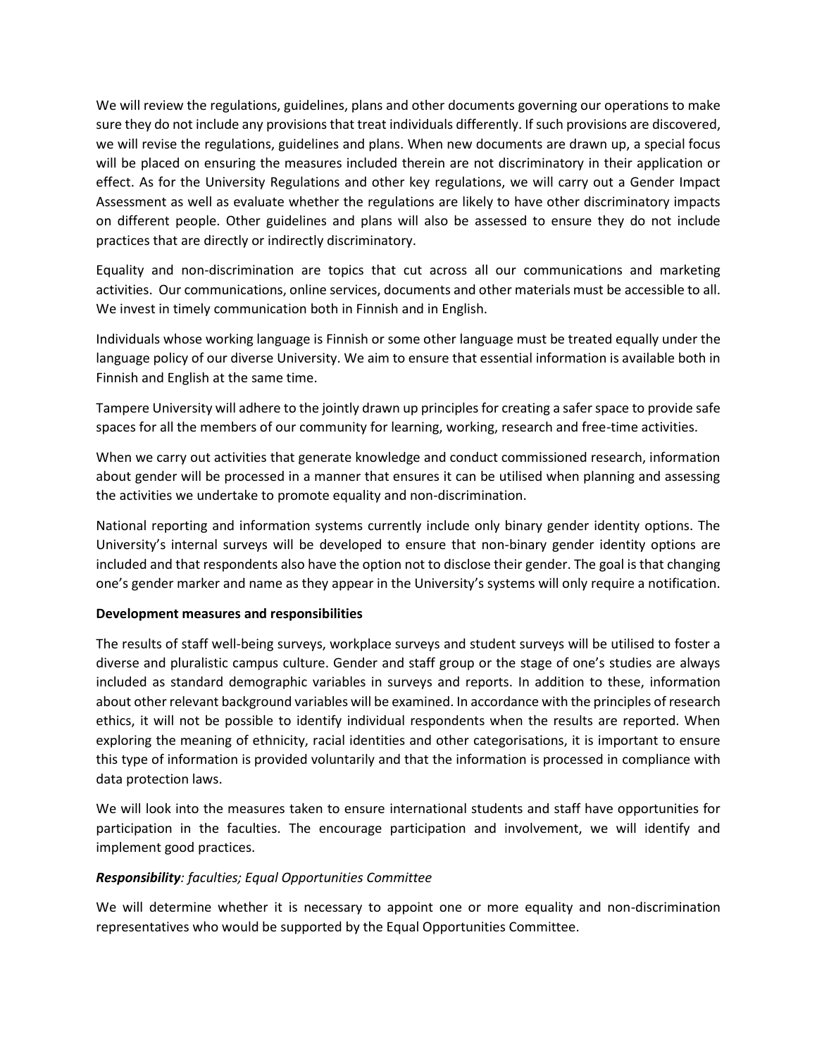We will review the regulations, guidelines, plans and other documents governing our operations to make sure they do not include any provisions that treat individuals differently. If such provisions are discovered, we will revise the regulations, guidelines and plans. When new documents are drawn up, a special focus will be placed on ensuring the measures included therein are not discriminatory in their application or effect. As for the University Regulations and other key regulations, we will carry out a Gender Impact Assessment as well as evaluate whether the regulations are likely to have other discriminatory impacts on different people. Other guidelines and plans will also be assessed to ensure they do not include practices that are directly or indirectly discriminatory.

Equality and non-discrimination are topics that cut across all our communications and marketing activities. Our communications, online services, documents and other materials must be accessible to all. We invest in timely communication both in Finnish and in English.

Individuals whose working language is Finnish or some other language must be treated equally under the language policy of our diverse University. We aim to ensure that essential information is available both in Finnish and English at the same time.

Tampere University will adhere to the jointly drawn up principles for creating a safer space to provide safe spaces for all the members of our community for learning, working, research and free-time activities.

When we carry out activities that generate knowledge and conduct commissioned research, information about gender will be processed in a manner that ensures it can be utilised when planning and assessing the activities we undertake to promote equality and non-discrimination.

National reporting and information systems currently include only binary gender identity options. The University's internal surveys will be developed to ensure that non-binary gender identity options are included and that respondents also have the option not to disclose their gender. The goal is that changing one's gender marker and name as they appear in the University's systems will only require a notification.

**Development measures and responsibilities**

The results of staff well-being surveys, workplace surveys and student surveys will be utilised to foster a diverse and pluralistic campus culture. Gender and staff group or the stage of one's studies are always included as standard demographic variables in surveys and reports. In addition to these, information about other relevant background variables will be examined. In accordance with the principles of research ethics, it will not be possible to identify individual respondents when the results are reported. When exploring the meaning of ethnicity, racial identities and other categorisations, it is important to ensure this type of information is provided voluntarily and that the information is processed in compliance with data protection laws.

We will look into the measures taken to ensure international students and staff have opportunities for participation in the faculties. The encourage participation and involvement, we will identify and implement good practices.

***Responsibility**: faculties; Equal Opportunities Committee*

We will determine whether it is necessary to appoint one or more equality and non-discrimination representatives who would be supported by the Equal Opportunities Committee.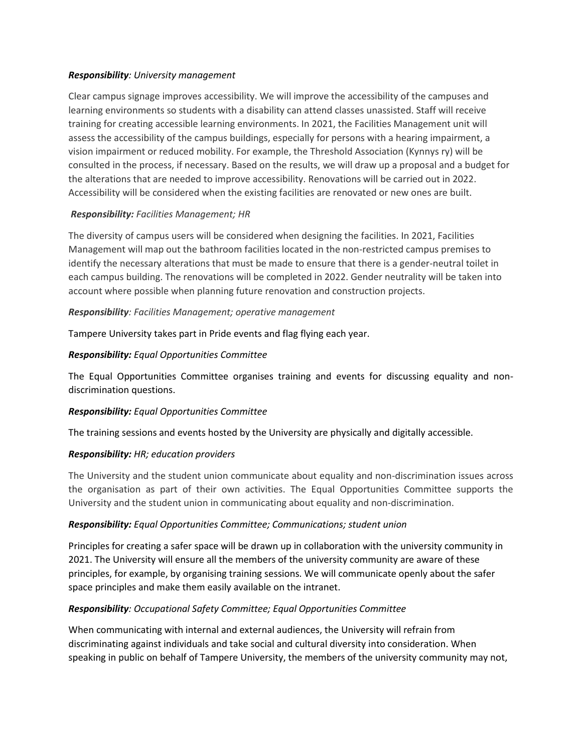***Responsibility**: University management*

Clear campus signage improves accessibility. We will improve the accessibility of the campuses and learning environments so students with a disability can attend classes unassisted. Staff will receive training for creating accessible learning environments. In 2021, the Facilities Management unit will assess the accessibility of the campus buildings, especially for persons with a hearing impairment, a vision impairment or reduced mobility. For example, the Threshold Association (Kynnys ry) will be consulted in the process, if necessary. Based on the results, we will draw up a proposal and a budget for the alterations that are needed to improve accessibility. Renovations will be carried out in 2022. Accessibility will be considered when the existing facilities are renovated or new ones are built.

***Responsibility:** Facilities Management; HR*

The diversity of campus users will be considered when designing the facilities. In 2021, Facilities Management will map out the bathroom facilities located in the non-restricted campus premises to identify the necessary alterations that must be made to ensure that there is a gender-neutral toilet in each campus building. The renovations will be completed in 2022. Gender neutrality will be taken into account where possible when planning future renovation and construction projects.

***Responsibility**: Facilities Management; operative management*

Tampere University takes part in Pride events and flag flying each year.

***Responsibility:** Equal Opportunities Committee*

The Equal Opportunities Committee organises training and events for discussing equality and non-discrimination questions.

***Responsibility:** Equal Opportunities Committee*

The training sessions and events hosted by the University are physically and digitally accessible.

***Responsibility:** HR; education providers*

The University and the student union communicate about equality and non-discrimination issues across the organisation as part of their own activities. The Equal Opportunities Committee supports the University and the student union in communicating about equality and non-discrimination.

***Responsibility:** Equal Opportunities Committee; Communications; student union*

Principles for creating a safer space will be drawn up in collaboration with the university community in 2021. The University will ensure all the members of the university community are aware of these principles, for example, by organising training sessions. We will communicate openly about the safer space principles and make them easily available on the intranet.

***Responsibility**: Occupational Safety Committee; Equal Opportunities Committee*

When communicating with internal and external audiences, the University will refrain from discriminating against individuals and take social and cultural diversity into consideration. When speaking in public on behalf of Tampere University, the members of the university community may not,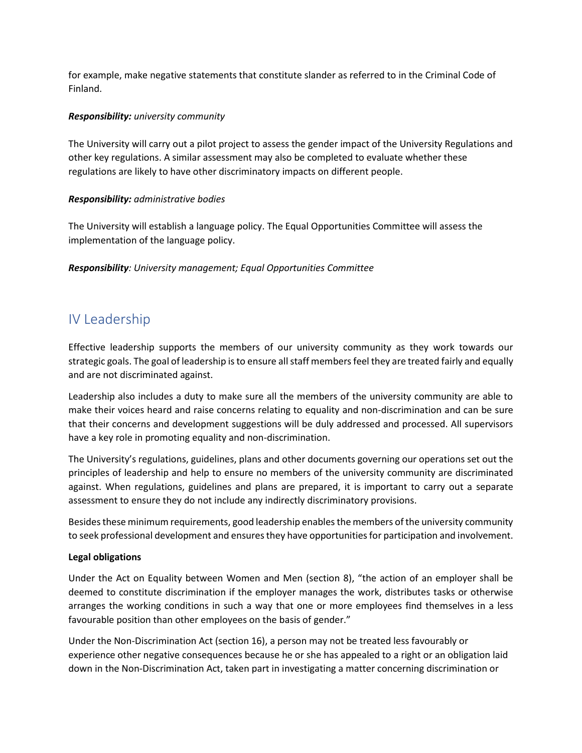for example, make negative statements that constitute slander as referred to in the Criminal Code of Finland.

***Responsibility:*** *university community*

The University will carry out a pilot project to assess the gender impact of the University Regulations and other key regulations. A similar assessment may also be completed to evaluate whether these regulations are likely to have other discriminatory impacts on different people.

***Responsibility:*** *administrative bodies*

The University will establish a language policy. The Equal Opportunities Committee will assess the implementation of the language policy.

***Responsibility****: University management; Equal Opportunities Committee*

## IV Leadership

Effective leadership supports the members of our university community as they work towards our strategic goals. The goal of leadership is to ensure all staff members feel they are treated fairly and equally and are not discriminated against.

Leadership also includes a duty to make sure all the members of the university community are able to make their voices heard and raise concerns relating to equality and non-discrimination and can be sure that their concerns and development suggestions will be duly addressed and processed. All supervisors have a key role in promoting equality and non-discrimination.

The University's regulations, guidelines, plans and other documents governing our operations set out the principles of leadership and help to ensure no members of the university community are discriminated against. When regulations, guidelines and plans are prepared, it is important to carry out a separate assessment to ensure they do not include any indirectly discriminatory provisions.

Besides these minimum requirements, good leadership enables the members of the university community to seek professional development and ensures they have opportunities for participation and involvement.

**Legal obligations**

Under the Act on Equality between Women and Men (section 8), "the action of an employer shall be deemed to constitute discrimination if the employer manages the work, distributes tasks or otherwise arranges the working conditions in such a way that one or more employees find themselves in a less favourable position than other employees on the basis of gender."

Under the Non-Discrimination Act (section 16), a person may not be treated less favourably or experience other negative consequences because he or she has appealed to a right or an obligation laid down in the Non-Discrimination Act, taken part in investigating a matter concerning discrimination or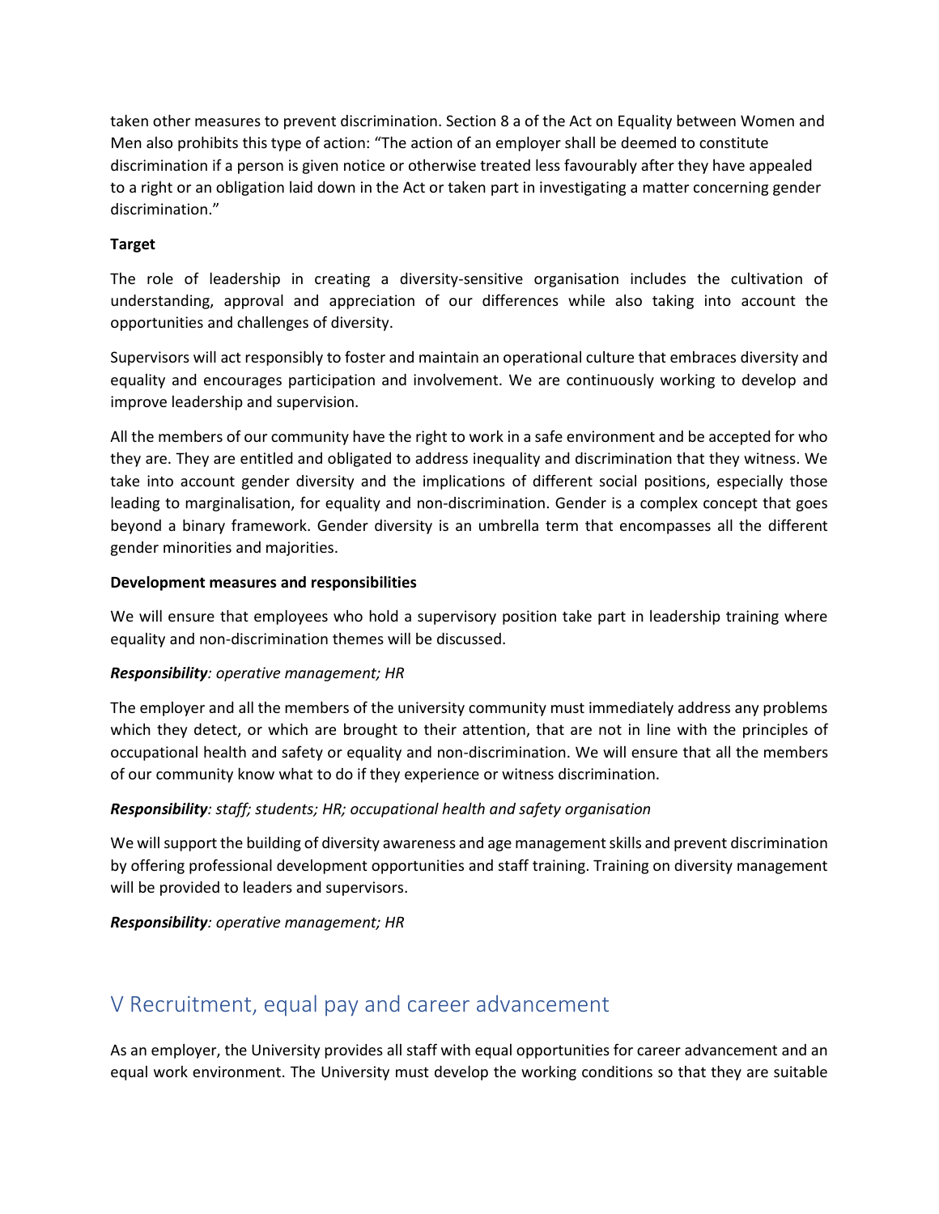taken other measures to prevent discrimination. Section 8 a of the Act on Equality between Women and Men also prohibits this type of action: "The action of an employer shall be deemed to constitute discrimination if a person is given notice or otherwise treated less favourably after they have appealed to a right or an obligation laid down in the Act or taken part in investigating a matter concerning gender discrimination."

**Target**

The role of leadership in creating a diversity-sensitive organisation includes the cultivation of understanding, approval and appreciation of our differences while also taking into account the opportunities and challenges of diversity.

Supervisors will act responsibly to foster and maintain an operational culture that embraces diversity and equality and encourages participation and involvement. We are continuously working to develop and improve leadership and supervision.

All the members of our community have the right to work in a safe environment and be accepted for who they are. They are entitled and obligated to address inequality and discrimination that they witness. We take into account gender diversity and the implications of different social positions, especially those leading to marginalisation, for equality and non-discrimination. Gender is a complex concept that goes beyond a binary framework. Gender diversity is an umbrella term that encompasses all the different gender minorities and majorities.

**Development measures and responsibilities**

We will ensure that employees who hold a supervisory position take part in leadership training where equality and non-discrimination themes will be discussed.

***Responsibility**: operative management; HR*

The employer and all the members of the university community must immediately address any problems which they detect, or which are brought to their attention, that are not in line with the principles of occupational health and safety or equality and non-discrimination. We will ensure that all the members of our community know what to do if they experience or witness discrimination.

***Responsibility**: staff; students; HR; occupational health and safety organisation*

We will support the building of diversity awareness and age management skills and prevent discrimination by offering professional development opportunities and staff training. Training on diversity management will be provided to leaders and supervisors.

***Responsibility**: operative management; HR*

## V Recruitment, equal pay and career advancement

As an employer, the University provides all staff with equal opportunities for career advancement and an equal work environment. The University must develop the working conditions so that they are suitable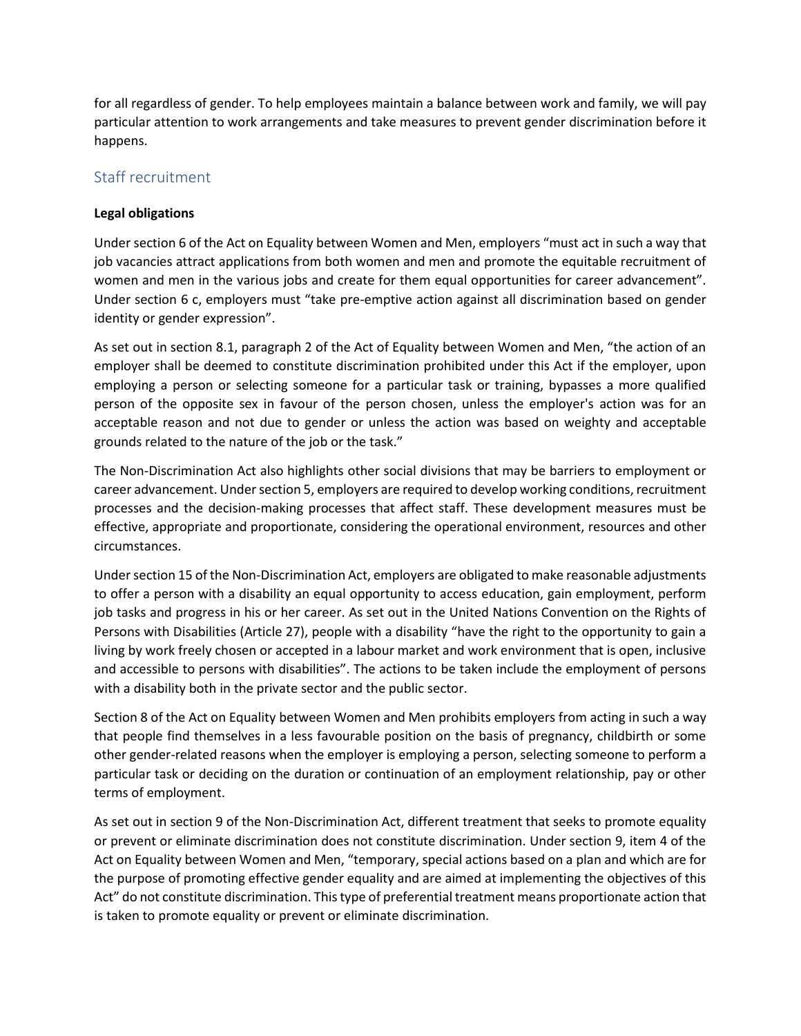for all regardless of gender. To help employees maintain a balance between work and family, we will pay particular attention to work arrangements and take measures to prevent gender discrimination before it happens.

## Staff recruitment

**Legal obligations**

Under section 6 of the Act on Equality between Women and Men, employers "must act in such a way that job vacancies attract applications from both women and men and promote the equitable recruitment of women and men in the various jobs and create for them equal opportunities for career advancement". Under section 6 c, employers must "take pre-emptive action against all discrimination based on gender identity or gender expression".

As set out in section 8.1, paragraph 2 of the Act of Equality between Women and Men, "the action of an employer shall be deemed to constitute discrimination prohibited under this Act if the employer, upon employing a person or selecting someone for a particular task or training, bypasses a more qualified person of the opposite sex in favour of the person chosen, unless the employer's action was for an acceptable reason and not due to gender or unless the action was based on weighty and acceptable grounds related to the nature of the job or the task."

The Non-Discrimination Act also highlights other social divisions that may be barriers to employment or career advancement. Under section 5, employers are required to develop working conditions, recruitment processes and the decision-making processes that affect staff. These development measures must be effective, appropriate and proportionate, considering the operational environment, resources and other circumstances.

Under section 15 of the Non-Discrimination Act, employers are obligated to make reasonable adjustments to offer a person with a disability an equal opportunity to access education, gain employment, perform job tasks and progress in his or her career. As set out in the United Nations Convention on the Rights of Persons with Disabilities (Article 27), people with a disability "have the right to the opportunity to gain a living by work freely chosen or accepted in a labour market and work environment that is open, inclusive and accessible to persons with disabilities". The actions to be taken include the employment of persons with a disability both in the private sector and the public sector.

Section 8 of the Act on Equality between Women and Men prohibits employers from acting in such a way that people find themselves in a less favourable position on the basis of pregnancy, childbirth or some other gender-related reasons when the employer is employing a person, selecting someone to perform a particular task or deciding on the duration or continuation of an employment relationship, pay or other terms of employment.

As set out in section 9 of the Non-Discrimination Act, different treatment that seeks to promote equality or prevent or eliminate discrimination does not constitute discrimination. Under section 9, item 4 of the Act on Equality between Women and Men, "temporary, special actions based on a plan and which are for the purpose of promoting effective gender equality and are aimed at implementing the objectives of this Act" do not constitute discrimination. This type of preferential treatment means proportionate action that is taken to promote equality or prevent or eliminate discrimination.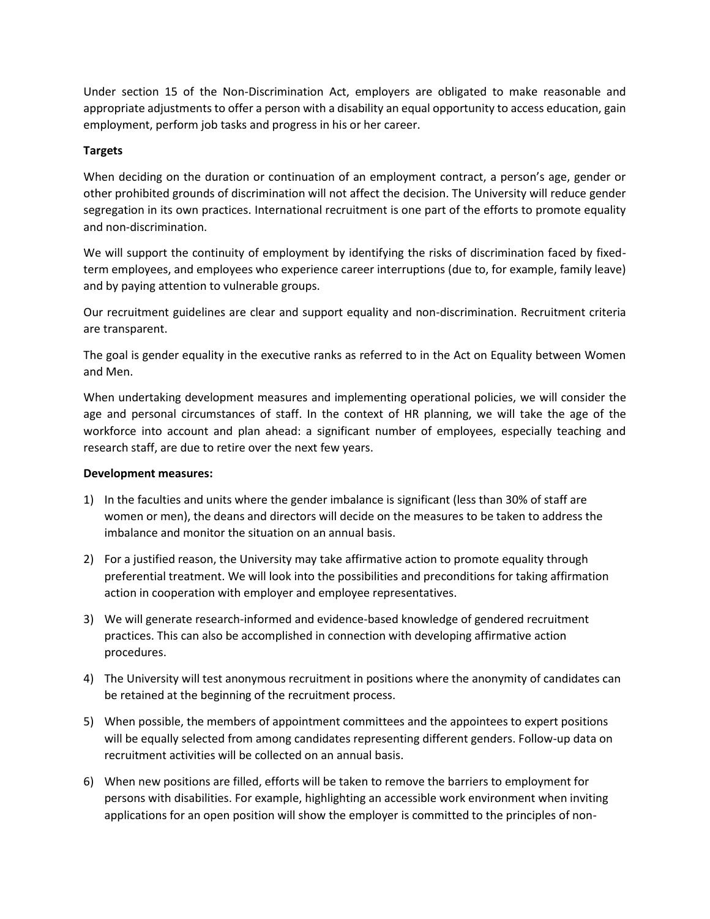Under section 15 of the Non-Discrimination Act, employers are obligated to make reasonable and appropriate adjustments to offer a person with a disability an equal opportunity to access education, gain employment, perform job tasks and progress in his or her career.

**Targets**

When deciding on the duration or continuation of an employment contract, a person's age, gender or other prohibited grounds of discrimination will not affect the decision. The University will reduce gender segregation in its own practices. International recruitment is one part of the efforts to promote equality and non-discrimination.

We will support the continuity of employment by identifying the risks of discrimination faced by fixed-term employees, and employees who experience career interruptions (due to, for example, family leave) and by paying attention to vulnerable groups.

Our recruitment guidelines are clear and support equality and non-discrimination. Recruitment criteria are transparent.

The goal is gender equality in the executive ranks as referred to in the Act on Equality between Women and Men.

When undertaking development measures and implementing operational policies, we will consider the age and personal circumstances of staff. In the context of HR planning, we will take the age of the workforce into account and plan ahead: a significant number of employees, especially teaching and research staff, are due to retire over the next few years.

**Development measures:**

1) In the faculties and units where the gender imbalance is significant (less than 30% of staff are women or men), the deans and directors will decide on the measures to be taken to address the imbalance and monitor the situation on an annual basis.
2) For a justified reason, the University may take affirmative action to promote equality through preferential treatment. We will look into the possibilities and preconditions for taking affirmation action in cooperation with employer and employee representatives.
3) We will generate research-informed and evidence-based knowledge of gendered recruitment practices. This can also be accomplished in connection with developing affirmative action procedures.
4) The University will test anonymous recruitment in positions where the anonymity of candidates can be retained at the beginning of the recruitment process.
5) When possible, the members of appointment committees and the appointees to expert positions will be equally selected from among candidates representing different genders. Follow-up data on recruitment activities will be collected on an annual basis.
6) When new positions are filled, efforts will be taken to remove the barriers to employment for persons with disabilities. For example, highlighting an accessible work environment when inviting applications for an open position will show the employer is committed to the principles of non-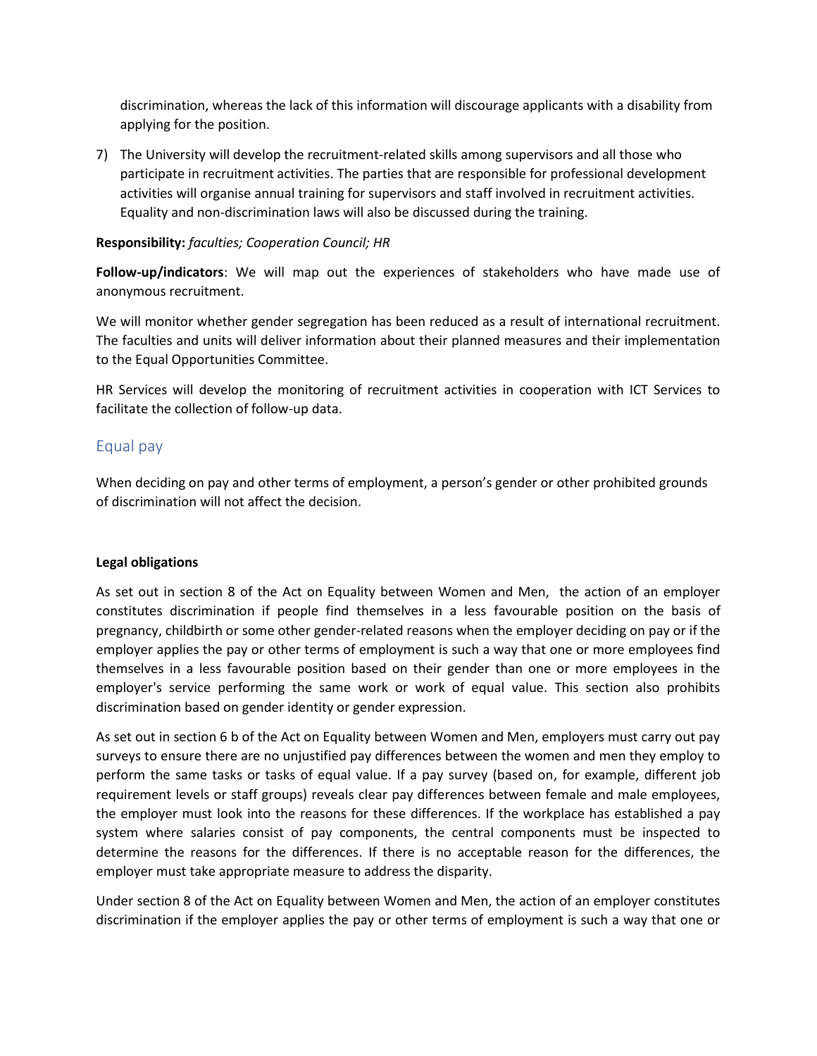discrimination, whereas the lack of this information will discourage applicants with a disability from applying for the position.

7) The University will develop the recruitment-related skills among supervisors and all those who participate in recruitment activities. The parties that are responsible for professional development activities will organise annual training for supervisors and staff involved in recruitment activities. Equality and non-discrimination laws will also be discussed during the training.

**Responsibility:** *faculties; Cooperation Council; HR*

**Follow-up/indicators**: We will map out the experiences of stakeholders who have made use of anonymous recruitment.

We will monitor whether gender segregation has been reduced as a result of international recruitment. The faculties and units will deliver information about their planned measures and their implementation to the Equal Opportunities Committee.

HR Services will develop the monitoring of recruitment activities in cooperation with ICT Services to facilitate the collection of follow-up data.

## Equal pay

When deciding on pay and other terms of employment, a person's gender or other prohibited grounds of discrimination will not affect the decision.

**Legal obligations**

As set out in section 8 of the Act on Equality between Women and Men, the action of an employer constitutes discrimination if people find themselves in a less favourable position on the basis of pregnancy, childbirth or some other gender-related reasons when the employer deciding on pay or if the employer applies the pay or other terms of employment is such a way that one or more employees find themselves in a less favourable position based on their gender than one or more employees in the employer's service performing the same work or work of equal value. This section also prohibits discrimination based on gender identity or gender expression.

As set out in section 6 b of the Act on Equality between Women and Men, employers must carry out pay surveys to ensure there are no unjustified pay differences between the women and men they employ to perform the same tasks or tasks of equal value. If a pay survey (based on, for example, different job requirement levels or staff groups) reveals clear pay differences between female and male employees, the employer must look into the reasons for these differences. If the workplace has established a pay system where salaries consist of pay components, the central components must be inspected to determine the reasons for the differences. If there is no acceptable reason for the differences, the employer must take appropriate measure to address the disparity.

Under section 8 of the Act on Equality between Women and Men, the action of an employer constitutes discrimination if the employer applies the pay or other terms of employment is such a way that one or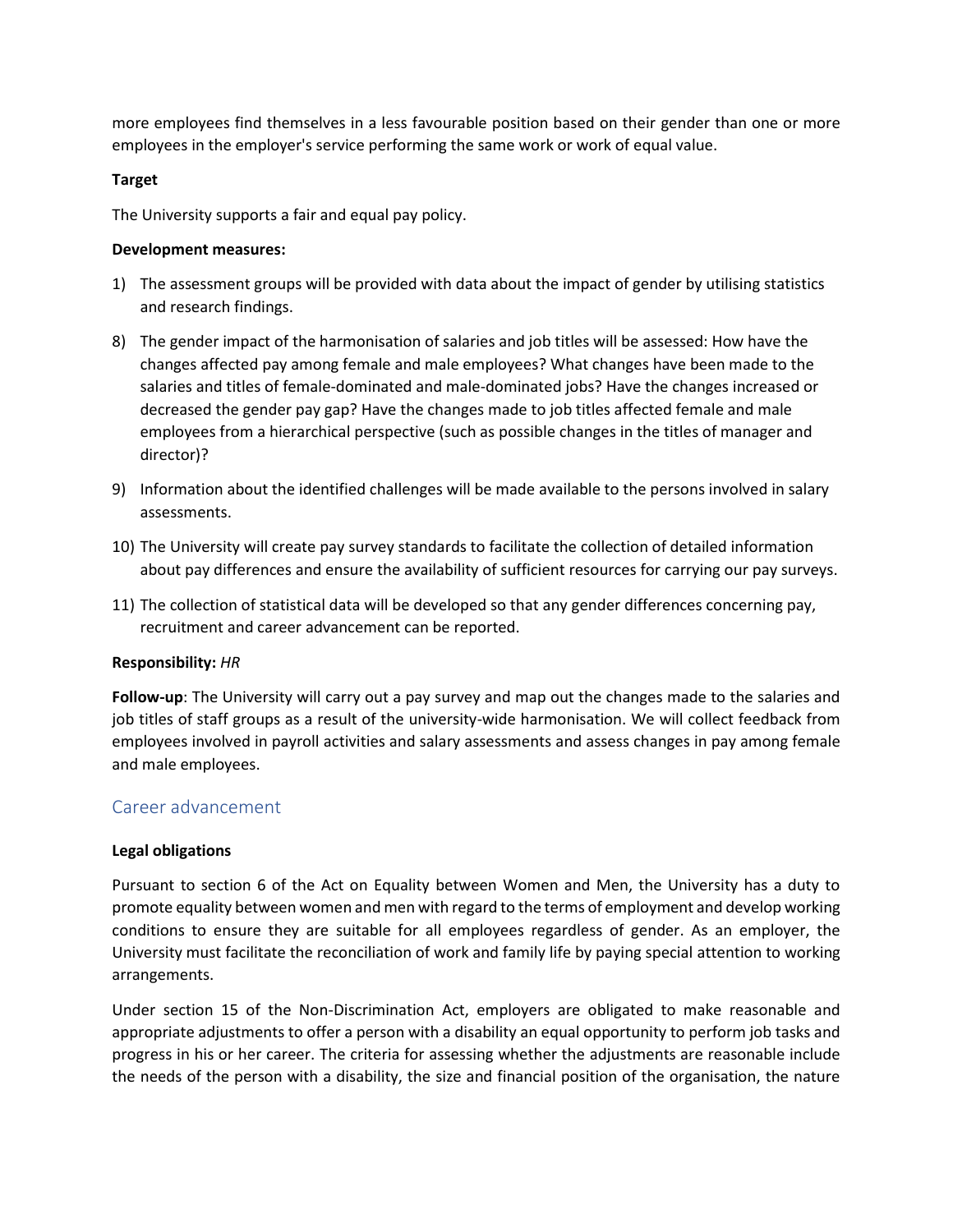more employees find themselves in a less favourable position based on their gender than one or more employees in the employer's service performing the same work or work of equal value.

**Target**

The University supports a fair and equal pay policy.

**Development measures:**

1) The assessment groups will be provided with data about the impact of gender by utilising statistics and research findings.

8) The gender impact of the harmonisation of salaries and job titles will be assessed: How have the changes affected pay among female and male employees? What changes have been made to the salaries and titles of female-dominated and male-dominated jobs? Have the changes increased or decreased the gender pay gap? Have the changes made to job titles affected female and male employees from a hierarchical perspective (such as possible changes in the titles of manager and director)?

9) Information about the identified challenges will be made available to the persons involved in salary assessments.

10) The University will create pay survey standards to facilitate the collection of detailed information about pay differences and ensure the availability of sufficient resources for carrying our pay surveys.

11) The collection of statistical data will be developed so that any gender differences concerning pay, recruitment and career advancement can be reported.

**Responsibility:** *HR*

**Follow-up**: The University will carry out a pay survey and map out the changes made to the salaries and job titles of staff groups as a result of the university-wide harmonisation. We will collect feedback from employees involved in payroll activities and salary assessments and assess changes in pay among female and male employees.

## Career advancement

**Legal obligations**

Pursuant to section 6 of the Act on Equality between Women and Men, the University has a duty to promote equality between women and men with regard to the terms of employment and develop working conditions to ensure they are suitable for all employees regardless of gender. As an employer, the University must facilitate the reconciliation of work and family life by paying special attention to working arrangements.

Under section 15 of the Non-Discrimination Act, employers are obligated to make reasonable and appropriate adjustments to offer a person with a disability an equal opportunity to perform job tasks and progress in his or her career. The criteria for assessing whether the adjustments are reasonable include the needs of the person with a disability, the size and financial position of the organisation, the nature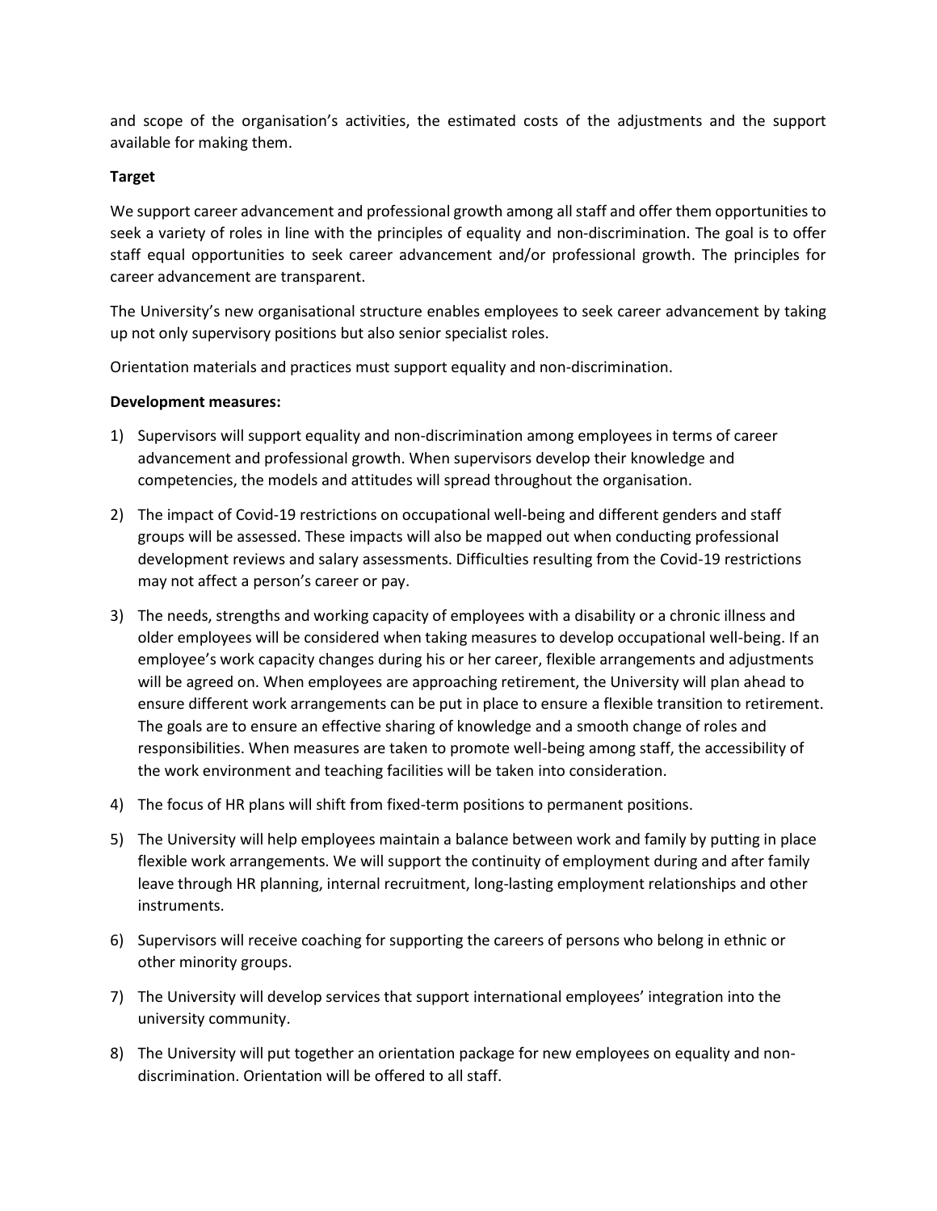and scope of the organisation's activities, the estimated costs of the adjustments and the support available for making them.

**Target**

We support career advancement and professional growth among all staff and offer them opportunities to seek a variety of roles in line with the principles of equality and non-discrimination. The goal is to offer staff equal opportunities to seek career advancement and/or professional growth. The principles for career advancement are transparent.

The University's new organisational structure enables employees to seek career advancement by taking up not only supervisory positions but also senior specialist roles.

Orientation materials and practices must support equality and non-discrimination.

**Development measures:**

1) Supervisors will support equality and non-discrimination among employees in terms of career advancement and professional growth. When supervisors develop their knowledge and competencies, the models and attitudes will spread throughout the organisation.
2) The impact of Covid-19 restrictions on occupational well-being and different genders and staff groups will be assessed. These impacts will also be mapped out when conducting professional development reviews and salary assessments. Difficulties resulting from the Covid-19 restrictions may not affect a person's career or pay.
3) The needs, strengths and working capacity of employees with a disability or a chronic illness and older employees will be considered when taking measures to develop occupational well-being. If an employee's work capacity changes during his or her career, flexible arrangements and adjustments will be agreed on. When employees are approaching retirement, the University will plan ahead to ensure different work arrangements can be put in place to ensure a flexible transition to retirement. The goals are to ensure an effective sharing of knowledge and a smooth change of roles and responsibilities. When measures are taken to promote well-being among staff, the accessibility of the work environment and teaching facilities will be taken into consideration.
4) The focus of HR plans will shift from fixed-term positions to permanent positions.
5) The University will help employees maintain a balance between work and family by putting in place flexible work arrangements. We will support the continuity of employment during and after family leave through HR planning, internal recruitment, long-lasting employment relationships and other instruments.
6) Supervisors will receive coaching for supporting the careers of persons who belong in ethnic or other minority groups.
7) The University will develop services that support international employees' integration into the university community.
8) The University will put together an orientation package for new employees on equality and non-discrimination. Orientation will be offered to all staff.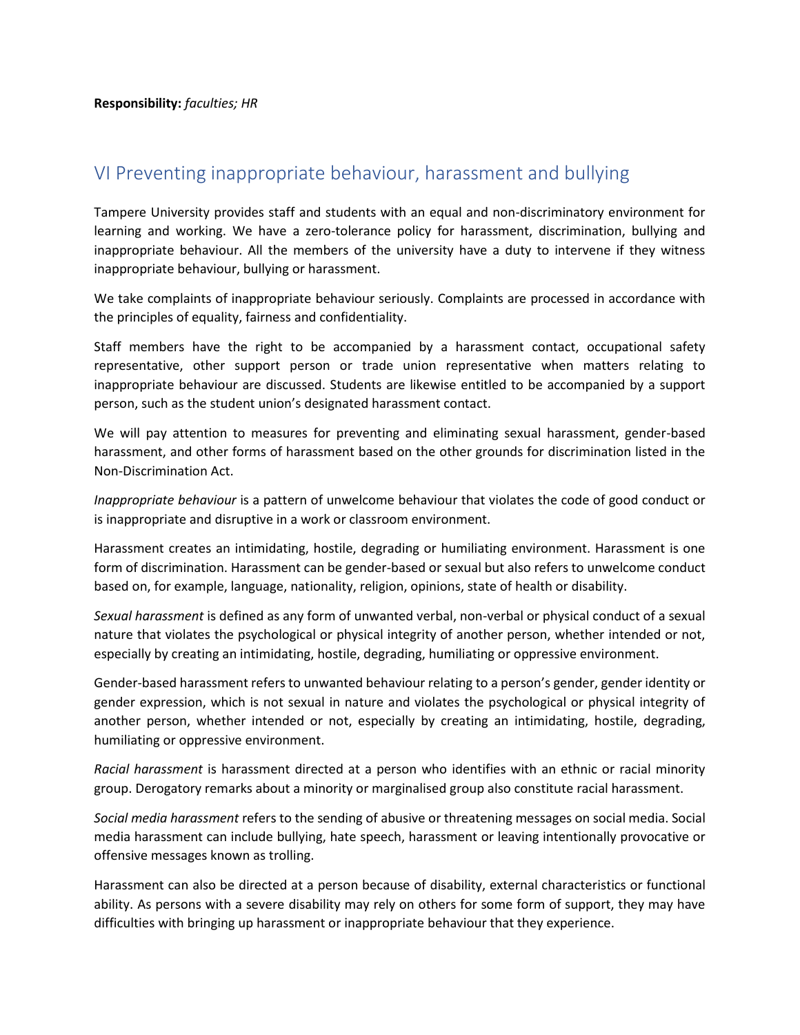**Responsibility:** *faculties; HR*

## VI Preventing inappropriate behaviour, harassment and bullying

Tampere University provides staff and students with an equal and non-discriminatory environment for learning and working. We have a zero-tolerance policy for harassment, discrimination, bullying and inappropriate behaviour. All the members of the university have a duty to intervene if they witness inappropriate behaviour, bullying or harassment.

We take complaints of inappropriate behaviour seriously. Complaints are processed in accordance with the principles of equality, fairness and confidentiality.

Staff members have the right to be accompanied by a harassment contact, occupational safety representative, other support person or trade union representative when matters relating to inappropriate behaviour are discussed. Students are likewise entitled to be accompanied by a support person, such as the student union's designated harassment contact.

We will pay attention to measures for preventing and eliminating sexual harassment, gender-based harassment, and other forms of harassment based on the other grounds for discrimination listed in the Non-Discrimination Act.

*Inappropriate behaviour* is a pattern of unwelcome behaviour that violates the code of good conduct or is inappropriate and disruptive in a work or classroom environment.

Harassment creates an intimidating, hostile, degrading or humiliating environment. Harassment is one form of discrimination. Harassment can be gender-based or sexual but also refers to unwelcome conduct based on, for example, language, nationality, religion, opinions, state of health or disability.

*Sexual harassment* is defined as any form of unwanted verbal, non-verbal or physical conduct of a sexual nature that violates the psychological or physical integrity of another person, whether intended or not, especially by creating an intimidating, hostile, degrading, humiliating or oppressive environment.

Gender-based harassment refers to unwanted behaviour relating to a person's gender, gender identity or gender expression, which is not sexual in nature and violates the psychological or physical integrity of another person, whether intended or not, especially by creating an intimidating, hostile, degrading, humiliating or oppressive environment.

*Racial harassment* is harassment directed at a person who identifies with an ethnic or racial minority group. Derogatory remarks about a minority or marginalised group also constitute racial harassment.

*Social media harassment* refers to the sending of abusive or threatening messages on social media. Social media harassment can include bullying, hate speech, harassment or leaving intentionally provocative or offensive messages known as trolling.

Harassment can also be directed at a person because of disability, external characteristics or functional ability. As persons with a severe disability may rely on others for some form of support, they may have difficulties with bringing up harassment or inappropriate behaviour that they experience.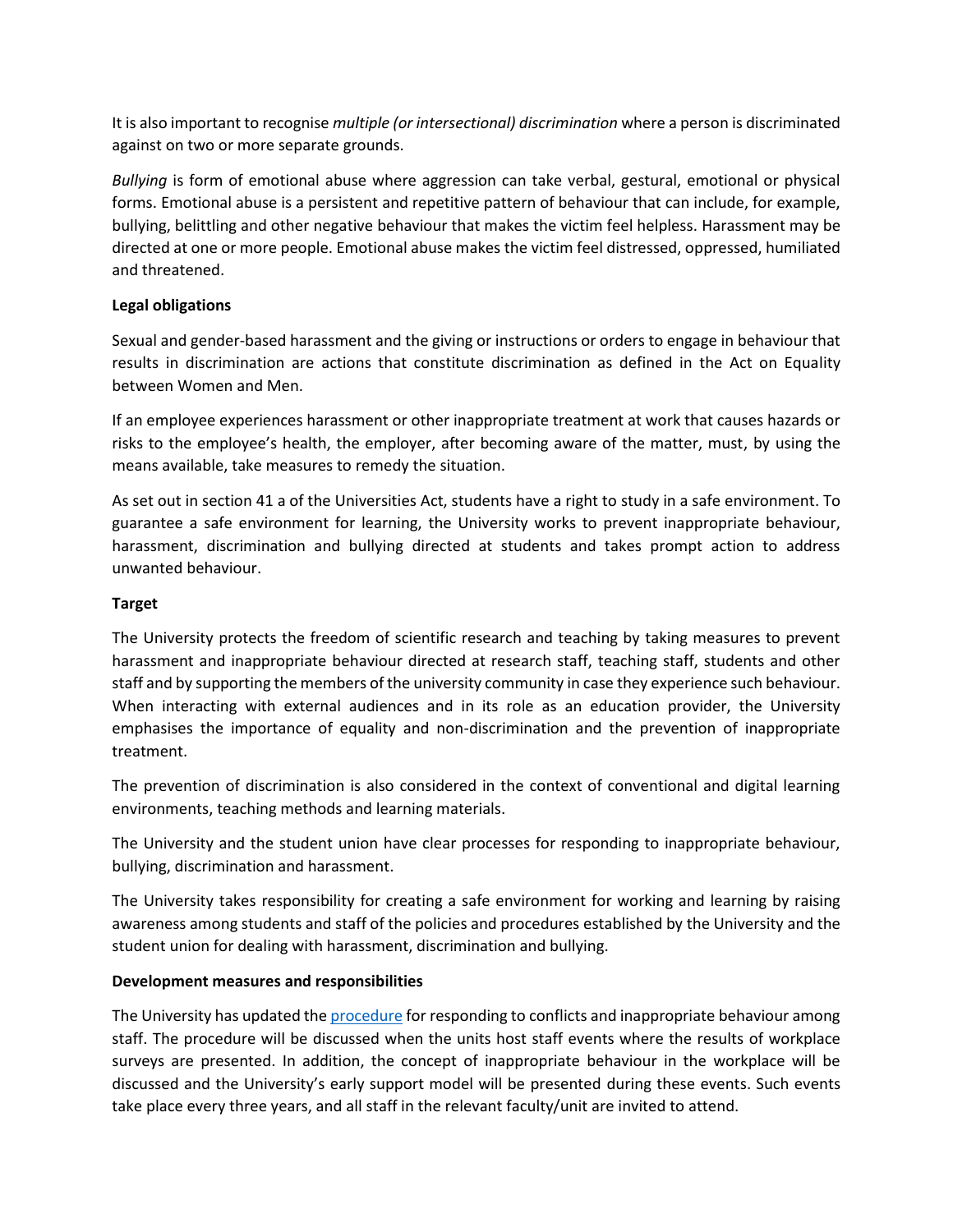It is also important to recognise *multiple (or intersectional) discrimination* where a person is discriminated against on two or more separate grounds.

*Bullying* is form of emotional abuse where aggression can take verbal, gestural, emotional or physical forms. Emotional abuse is a persistent and repetitive pattern of behaviour that can include, for example, bullying, belittling and other negative behaviour that makes the victim feel helpless. Harassment may be directed at one or more people. Emotional abuse makes the victim feel distressed, oppressed, humiliated and threatened.

**Legal obligations**

Sexual and gender-based harassment and the giving or instructions or orders to engage in behaviour that results in discrimination are actions that constitute discrimination as defined in the Act on Equality between Women and Men.

If an employee experiences harassment or other inappropriate treatment at work that causes hazards or risks to the employee's health, the employer, after becoming aware of the matter, must, by using the means available, take measures to remedy the situation.

As set out in section 41 a of the Universities Act, students have a right to study in a safe environment. To guarantee a safe environment for learning, the University works to prevent inappropriate behaviour, harassment, discrimination and bullying directed at students and takes prompt action to address unwanted behaviour.

**Target**

The University protects the freedom of scientific research and teaching by taking measures to prevent harassment and inappropriate behaviour directed at research staff, teaching staff, students and other staff and by supporting the members of the university community in case they experience such behaviour. When interacting with external audiences and in its role as an education provider, the University emphasises the importance of equality and non-discrimination and the prevention of inappropriate treatment.

The prevention of discrimination is also considered in the context of conventional and digital learning environments, teaching methods and learning materials.

The University and the student union have clear processes for responding to inappropriate behaviour, bullying, discrimination and harassment.

The University takes responsibility for creating a safe environment for working and learning by raising awareness among students and staff of the policies and procedures established by the University and the student union for dealing with harassment, discrimination and bullying.

**Development measures and responsibilities**

The University has updated the procedure for responding to conflicts and inappropriate behaviour among staff. The procedure will be discussed when the units host staff events where the results of workplace surveys are presented. In addition, the concept of inappropriate behaviour in the workplace will be discussed and the University's early support model will be presented during these events. Such events take place every three years, and all staff in the relevant faculty/unit are invited to attend.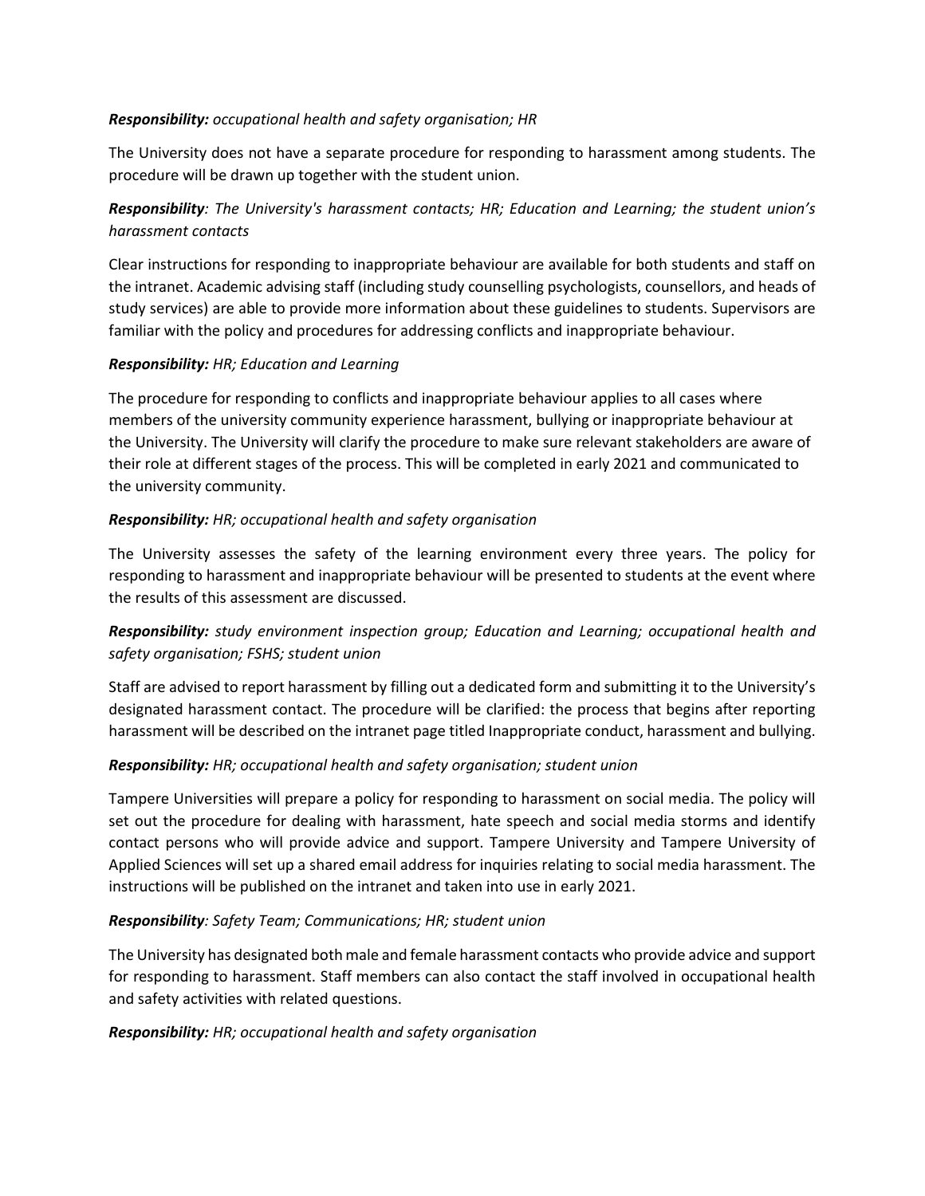***Responsibility:*** *occupational health and safety organisation; HR*

The University does not have a separate procedure for responding to harassment among students. The procedure will be drawn up together with the student union.

***Responsibility****: The University's harassment contacts; HR; Education and Learning; the student union's harassment contacts*

Clear instructions for responding to inappropriate behaviour are available for both students and staff on the intranet. Academic advising staff (including study counselling psychologists, counsellors, and heads of study services) are able to provide more information about these guidelines to students. Supervisors are familiar with the policy and procedures for addressing conflicts and inappropriate behaviour.

***Responsibility:*** *HR; Education and Learning*

The procedure for responding to conflicts and inappropriate behaviour applies to all cases where members of the university community experience harassment, bullying or inappropriate behaviour at the University. The University will clarify the procedure to make sure relevant stakeholders are aware of their role at different stages of the process. This will be completed in early 2021 and communicated to the university community.

***Responsibility:*** *HR; occupational health and safety organisation*

The University assesses the safety of the learning environment every three years. The policy for responding to harassment and inappropriate behaviour will be presented to students at the event where the results of this assessment are discussed.

***Responsibility:*** *study environment inspection group; Education and Learning; occupational health and safety organisation; FSHS; student union*

Staff are advised to report harassment by filling out a dedicated form and submitting it to the University's designated harassment contact. The procedure will be clarified: the process that begins after reporting harassment will be described on the intranet page titled Inappropriate conduct, harassment and bullying.

***Responsibility:*** *HR; occupational health and safety organisation; student union*

Tampere Universities will prepare a policy for responding to harassment on social media. The policy will set out the procedure for dealing with harassment, hate speech and social media storms and identify contact persons who will provide advice and support. Tampere University and Tampere University of Applied Sciences will set up a shared email address for inquiries relating to social media harassment. The instructions will be published on the intranet and taken into use in early 2021.

***Responsibility****: Safety Team; Communications; HR; student union*

The University has designated both male and female harassment contacts who provide advice and support for responding to harassment. Staff members can also contact the staff involved in occupational health and safety activities with related questions.

***Responsibility:*** *HR; occupational health and safety organisation*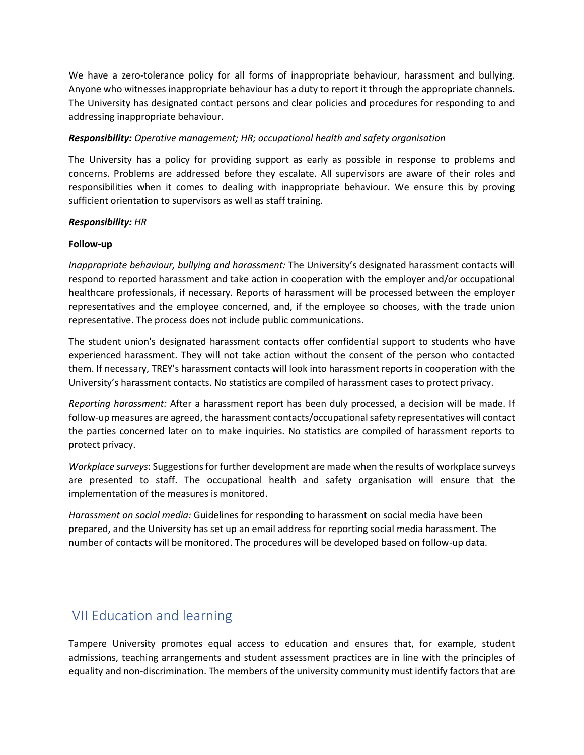We have a zero-tolerance policy for all forms of inappropriate behaviour, harassment and bullying. Anyone who witnesses inappropriate behaviour has a duty to report it through the appropriate channels. The University has designated contact persons and clear policies and procedures for responding to and addressing inappropriate behaviour.

***Responsibility:*** *Operative management; HR; occupational health and safety organisation*

The University has a policy for providing support as early as possible in response to problems and concerns. Problems are addressed before they escalate. All supervisors are aware of their roles and responsibilities when it comes to dealing with inappropriate behaviour. We ensure this by proving sufficient orientation to supervisors as well as staff training.

***Responsibility:*** *HR*

**Follow-up**

*Inappropriate behaviour, bullying and harassment:* The University's designated harassment contacts will respond to reported harassment and take action in cooperation with the employer and/or occupational healthcare professionals, if necessary. Reports of harassment will be processed between the employer representatives and the employee concerned, and, if the employee so chooses, with the trade union representative. The process does not include public communications.

The student union's designated harassment contacts offer confidential support to students who have experienced harassment. They will not take action without the consent of the person who contacted them. If necessary, TREY's harassment contacts will look into harassment reports in cooperation with the University's harassment contacts. No statistics are compiled of harassment cases to protect privacy.

*Reporting harassment:* After a harassment report has been duly processed, a decision will be made. If follow-up measures are agreed, the harassment contacts/occupational safety representatives will contact the parties concerned later on to make inquiries. No statistics are compiled of harassment reports to protect privacy.

*Workplace surveys*: Suggestions for further development are made when the results of workplace surveys are presented to staff. The occupational health and safety organisation will ensure that the implementation of the measures is monitored.

*Harassment on social media:* Guidelines for responding to harassment on social media have been prepared, and the University has set up an email address for reporting social media harassment. The number of contacts will be monitored. The procedures will be developed based on follow-up data.

## VII Education and learning

Tampere University promotes equal access to education and ensures that, for example, student admissions, teaching arrangements and student assessment practices are in line with the principles of equality and non-discrimination. The members of the university community must identify factors that are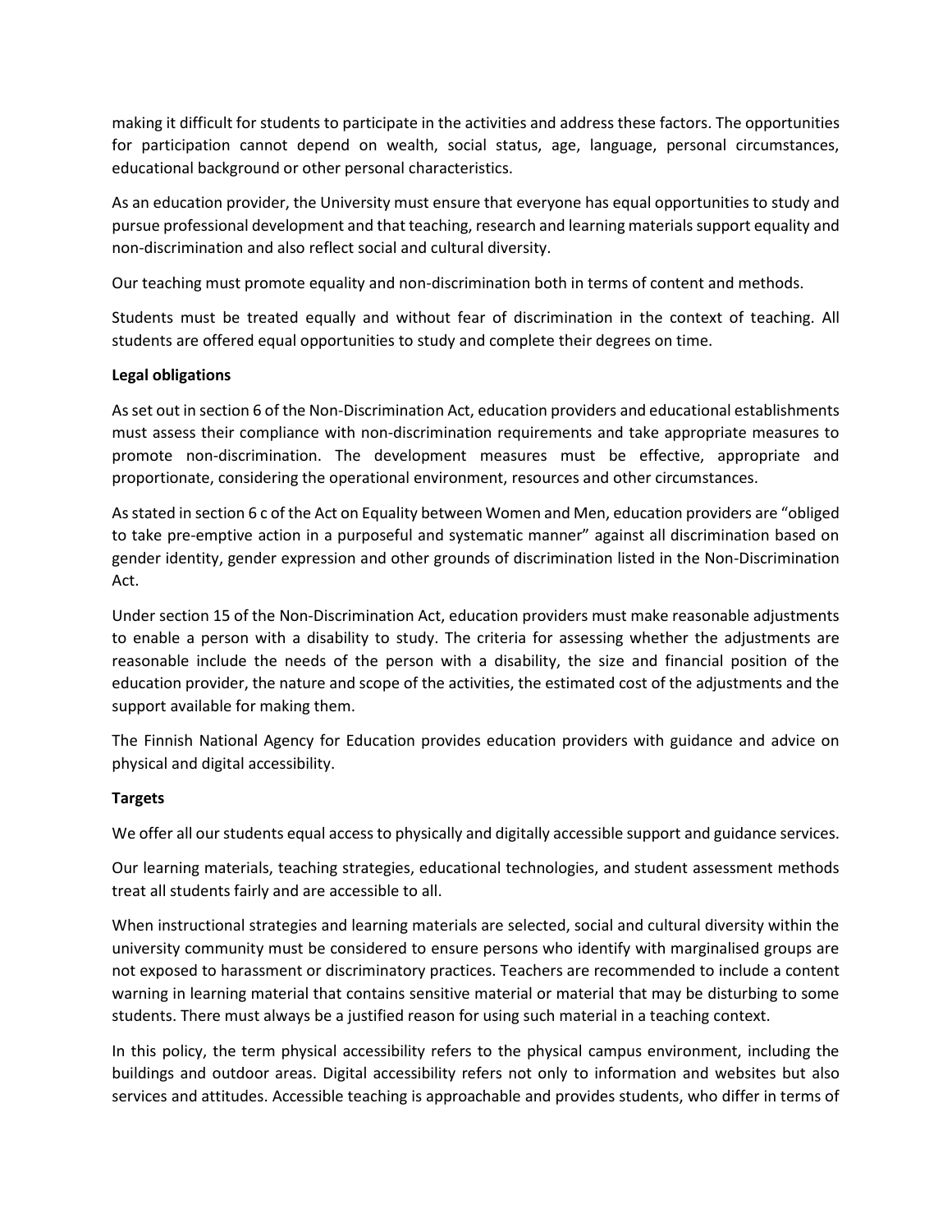making it difficult for students to participate in the activities and address these factors. The opportunities for participation cannot depend on wealth, social status, age, language, personal circumstances, educational background or other personal characteristics.

As an education provider, the University must ensure that everyone has equal opportunities to study and pursue professional development and that teaching, research and learning materials support equality and non-discrimination and also reflect social and cultural diversity.

Our teaching must promote equality and non-discrimination both in terms of content and methods.

Students must be treated equally and without fear of discrimination in the context of teaching. All students are offered equal opportunities to study and complete their degrees on time.

**Legal obligations**

As set out in section 6 of the Non-Discrimination Act, education providers and educational establishments must assess their compliance with non-discrimination requirements and take appropriate measures to promote non-discrimination. The development measures must be effective, appropriate and proportionate, considering the operational environment, resources and other circumstances.

As stated in section 6 c of the Act on Equality between Women and Men, education providers are "obliged to take pre-emptive action in a purposeful and systematic manner" against all discrimination based on gender identity, gender expression and other grounds of discrimination listed in the Non-Discrimination Act.

Under section 15 of the Non-Discrimination Act, education providers must make reasonable adjustments to enable a person with a disability to study. The criteria for assessing whether the adjustments are reasonable include the needs of the person with a disability, the size and financial position of the education provider, the nature and scope of the activities, the estimated cost of the adjustments and the support available for making them.

The Finnish National Agency for Education provides education providers with guidance and advice on physical and digital accessibility.

**Targets**

We offer all our students equal access to physically and digitally accessible support and guidance services.

Our learning materials, teaching strategies, educational technologies, and student assessment methods treat all students fairly and are accessible to all.

When instructional strategies and learning materials are selected, social and cultural diversity within the university community must be considered to ensure persons who identify with marginalised groups are not exposed to harassment or discriminatory practices. Teachers are recommended to include a content warning in learning material that contains sensitive material or material that may be disturbing to some students. There must always be a justified reason for using such material in a teaching context.

In this policy, the term physical accessibility refers to the physical campus environment, including the buildings and outdoor areas. Digital accessibility refers not only to information and websites but also services and attitudes. Accessible teaching is approachable and provides students, who differ in terms of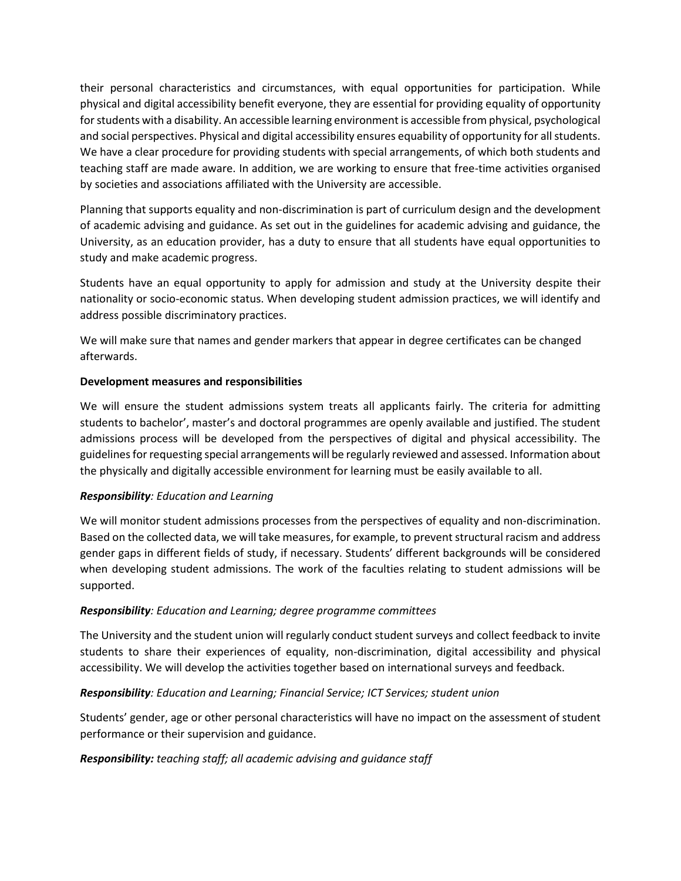their personal characteristics and circumstances, with equal opportunities for participation. While physical and digital accessibility benefit everyone, they are essential for providing equality of opportunity for students with a disability. An accessible learning environment is accessible from physical, psychological and social perspectives. Physical and digital accessibility ensures equability of opportunity for all students. We have a clear procedure for providing students with special arrangements, of which both students and teaching staff are made aware. In addition, we are working to ensure that free-time activities organised by societies and associations affiliated with the University are accessible.

Planning that supports equality and non-discrimination is part of curriculum design and the development of academic advising and guidance. As set out in the guidelines for academic advising and guidance, the University, as an education provider, has a duty to ensure that all students have equal opportunities to study and make academic progress.

Students have an equal opportunity to apply for admission and study at the University despite their nationality or socio-economic status. When developing student admission practices, we will identify and address possible discriminatory practices.

We will make sure that names and gender markers that appear in degree certificates can be changed afterwards.

**Development measures and responsibilities**

We will ensure the student admissions system treats all applicants fairly. The criteria for admitting students to bachelor', master's and doctoral programmes are openly available and justified. The student admissions process will be developed from the perspectives of digital and physical accessibility. The guidelines for requesting special arrangements will be regularly reviewed and assessed. Information about the physically and digitally accessible environment for learning must be easily available to all.

***Responsibility****: Education and Learning*

We will monitor student admissions processes from the perspectives of equality and non-discrimination. Based on the collected data, we will take measures, for example, to prevent structural racism and address gender gaps in different fields of study, if necessary. Students' different backgrounds will be considered when developing student admissions. The work of the faculties relating to student admissions will be supported.

***Responsibility****: Education and Learning; degree programme committees*

The University and the student union will regularly conduct student surveys and collect feedback to invite students to share their experiences of equality, non-discrimination, digital accessibility and physical accessibility. We will develop the activities together based on international surveys and feedback.

***Responsibility****: Education and Learning; Financial Service; ICT Services; student union*

Students' gender, age or other personal characteristics will have no impact on the assessment of student performance or their supervision and guidance.

***Responsibility:*** *teaching staff; all academic advising and guidance staff*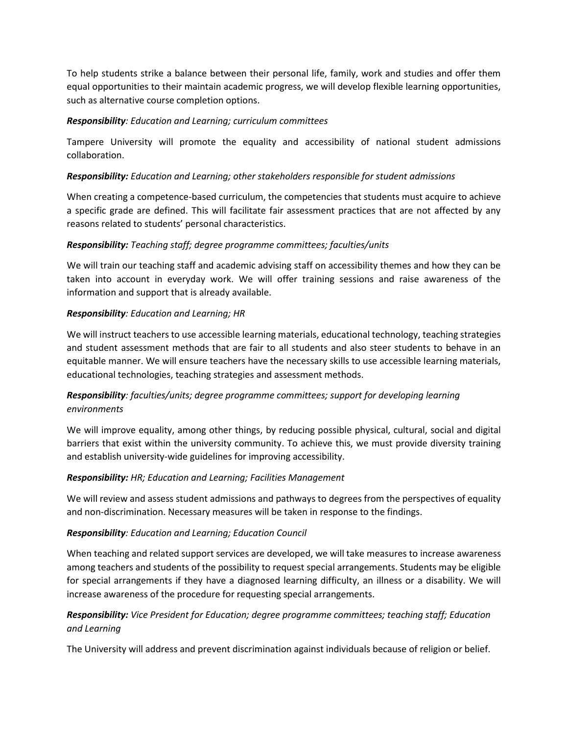To help students strike a balance between their personal life, family, work and studies and offer them equal opportunities to their maintain academic progress, we will develop flexible learning opportunities, such as alternative course completion options.

***Responsibility****: Education and Learning; curriculum committees*

Tampere University will promote the equality and accessibility of national student admissions collaboration.

***Responsibility:*** *Education and Learning; other stakeholders responsible for student admissions*

When creating a competence-based curriculum, the competencies that students must acquire to achieve a specific grade are defined. This will facilitate fair assessment practices that are not affected by any reasons related to students' personal characteristics.

***Responsibility:*** *Teaching staff; degree programme committees; faculties/units*

We will train our teaching staff and academic advising staff on accessibility themes and how they can be taken into account in everyday work. We will offer training sessions and raise awareness of the information and support that is already available.

***Responsibility****: Education and Learning; HR*

We will instruct teachers to use accessible learning materials, educational technology, teaching strategies and student assessment methods that are fair to all students and also steer students to behave in an equitable manner. We will ensure teachers have the necessary skills to use accessible learning materials, educational technologies, teaching strategies and assessment methods.

***Responsibility****: faculties/units; degree programme committees; support for developing learning environments*

We will improve equality, among other things, by reducing possible physical, cultural, social and digital barriers that exist within the university community. To achieve this, we must provide diversity training and establish university-wide guidelines for improving accessibility.

***Responsibility:*** *HR; Education and Learning; Facilities Management*

We will review and assess student admissions and pathways to degrees from the perspectives of equality and non-discrimination. Necessary measures will be taken in response to the findings.

***Responsibility****: Education and Learning; Education Council*

When teaching and related support services are developed, we will take measures to increase awareness among teachers and students of the possibility to request special arrangements. Students may be eligible for special arrangements if they have a diagnosed learning difficulty, an illness or a disability. We will increase awareness of the procedure for requesting special arrangements.

***Responsibility:*** *Vice President for Education; degree programme committees; teaching staff; Education and Learning*

The University will address and prevent discrimination against individuals because of religion or belief.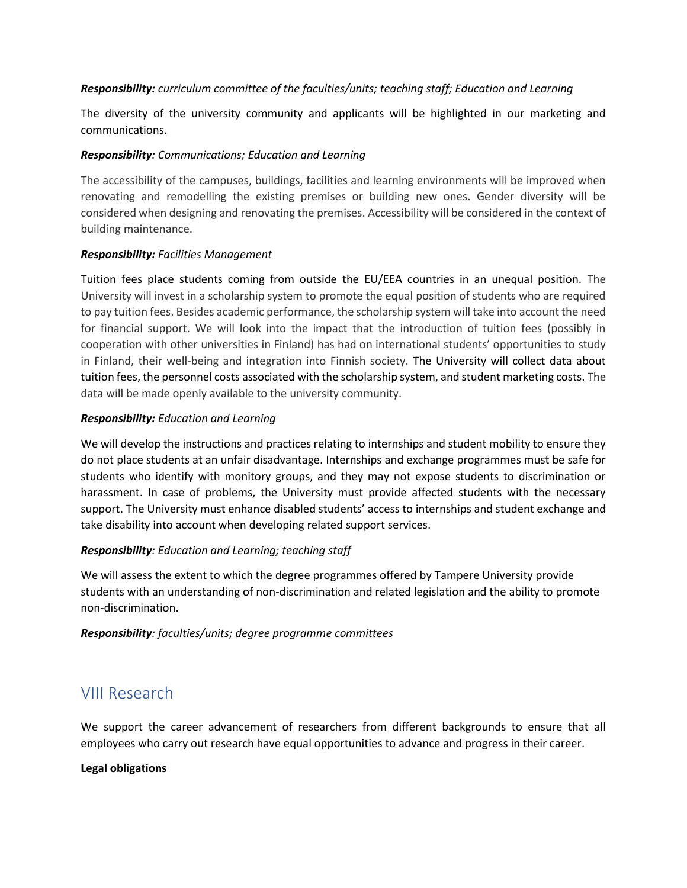***Responsibility:*** *curriculum committee of the faculties/units; teaching staff; Education and Learning*

The diversity of the university community and applicants will be highlighted in our marketing and communications.

***Responsibility****: Communications; Education and Learning*

The accessibility of the campuses, buildings, facilities and learning environments will be improved when renovating and remodelling the existing premises or building new ones. Gender diversity will be considered when designing and renovating the premises. Accessibility will be considered in the context of building maintenance.

***Responsibility:*** *Facilities Management*

Tuition fees place students coming from outside the EU/EEA countries in an unequal position. The University will invest in a scholarship system to promote the equal position of students who are required to pay tuition fees. Besides academic performance, the scholarship system will take into account the need for financial support. We will look into the impact that the introduction of tuition fees (possibly in cooperation with other universities in Finland) has had on international students' opportunities to study in Finland, their well-being and integration into Finnish society. The University will collect data about tuition fees, the personnel costs associated with the scholarship system, and student marketing costs. The data will be made openly available to the university community.

***Responsibility:*** *Education and Learning*

We will develop the instructions and practices relating to internships and student mobility to ensure they do not place students at an unfair disadvantage. Internships and exchange programmes must be safe for students who identify with monitory groups, and they may not expose students to discrimination or harassment. In case of problems, the University must provide affected students with the necessary support. The University must enhance disabled students' access to internships and student exchange and take disability into account when developing related support services.

***Responsibility****: Education and Learning; teaching staff*

We will assess the extent to which the degree programmes offered by Tampere University provide students with an understanding of non-discrimination and related legislation and the ability to promote non-discrimination.

***Responsibility****: faculties/units; degree programme committees*

## VIII Research

We support the career advancement of researchers from different backgrounds to ensure that all employees who carry out research have equal opportunities to advance and progress in their career.

**Legal obligations**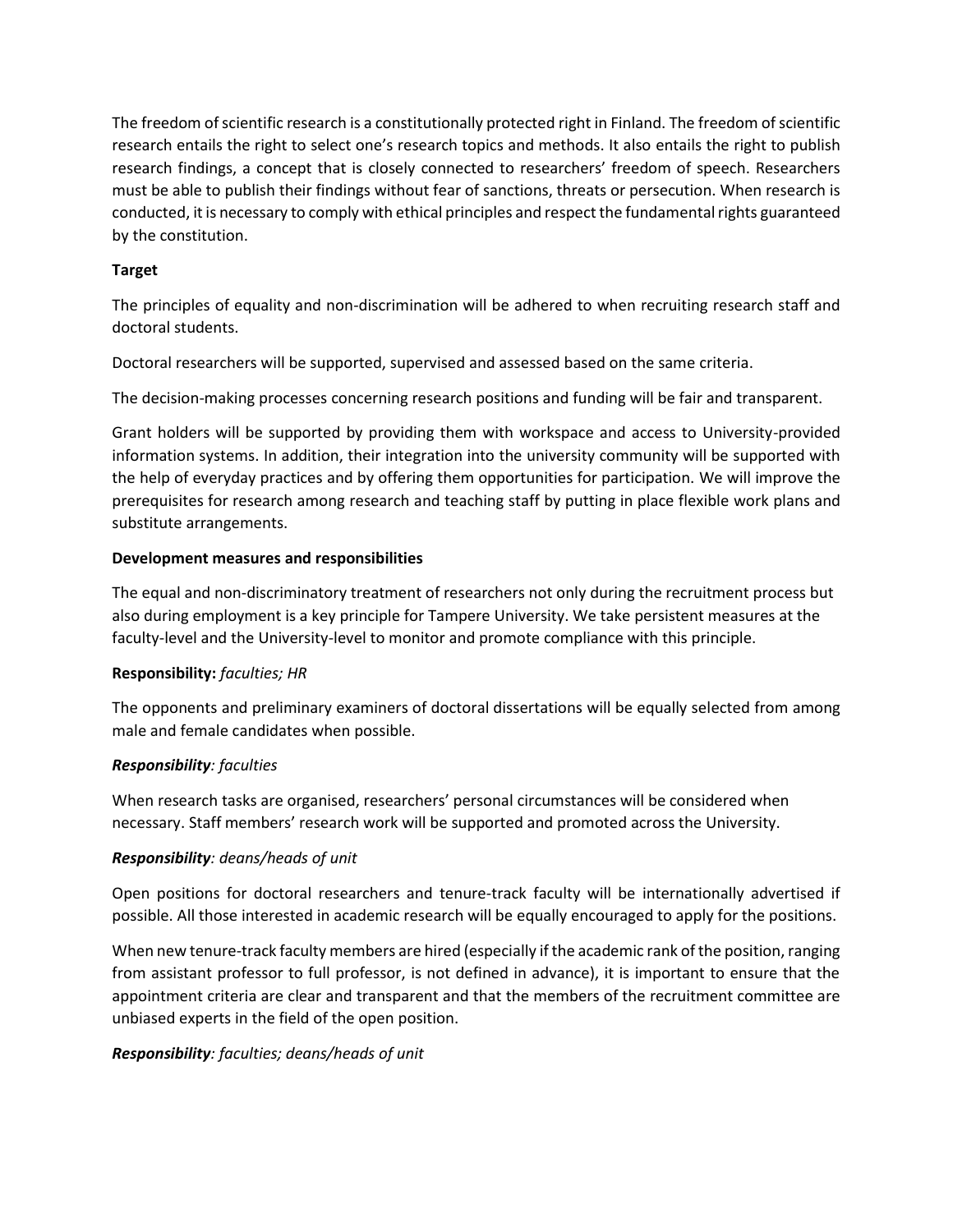The freedom of scientific research is a constitutionally protected right in Finland. The freedom of scientific research entails the right to select one's research topics and methods. It also entails the right to publish research findings, a concept that is closely connected to researchers' freedom of speech. Researchers must be able to publish their findings without fear of sanctions, threats or persecution. When research is conducted, it is necessary to comply with ethical principles and respect the fundamental rights guaranteed by the constitution.

**Target**

The principles of equality and non-discrimination will be adhered to when recruiting research staff and doctoral students.

Doctoral researchers will be supported, supervised and assessed based on the same criteria.

The decision-making processes concerning research positions and funding will be fair and transparent.

Grant holders will be supported by providing them with workspace and access to University-provided information systems. In addition, their integration into the university community will be supported with the help of everyday practices and by offering them opportunities for participation. We will improve the prerequisites for research among research and teaching staff by putting in place flexible work plans and substitute arrangements.

**Development measures and responsibilities**

The equal and non-discriminatory treatment of researchers not only during the recruitment process but also during employment is a key principle for Tampere University. We take persistent measures at the faculty-level and the University-level to monitor and promote compliance with this principle.

**Responsibility:** *faculties; HR*

The opponents and preliminary examiners of doctoral dissertations will be equally selected from among male and female candidates when possible.

***Responsibility****: faculties*

When research tasks are organised, researchers' personal circumstances will be considered when necessary. Staff members' research work will be supported and promoted across the University.

***Responsibility****: deans/heads of unit*

Open positions for doctoral researchers and tenure-track faculty will be internationally advertised if possible. All those interested in academic research will be equally encouraged to apply for the positions.

When new tenure-track faculty members are hired (especially if the academic rank of the position, ranging from assistant professor to full professor, is not defined in advance), it is important to ensure that the appointment criteria are clear and transparent and that the members of the recruitment committee are unbiased experts in the field of the open position.

***Responsibility****: faculties; deans/heads of unit*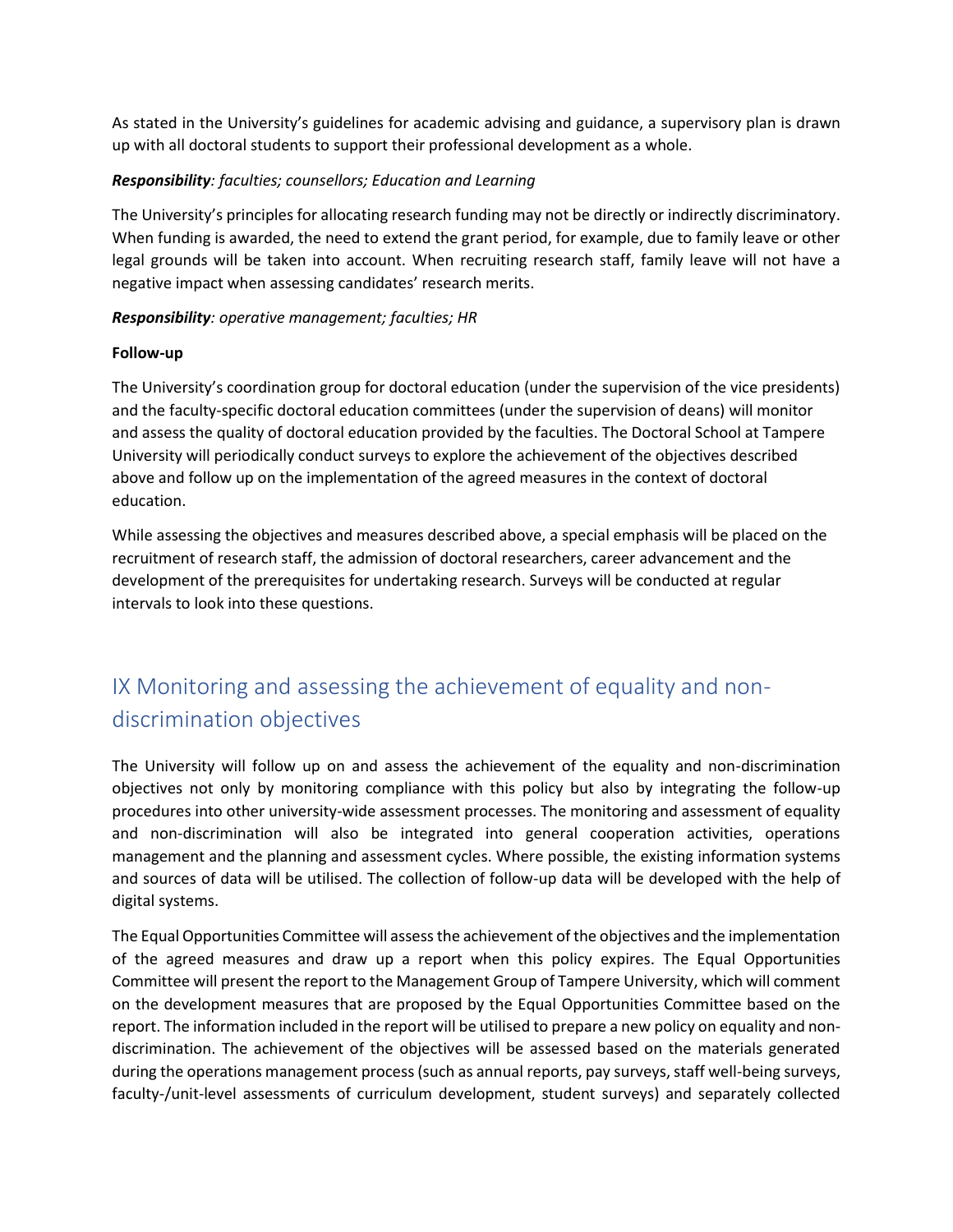As stated in the University's guidelines for academic advising and guidance, a supervisory plan is drawn up with all doctoral students to support their professional development as a whole.

***Responsibility**: faculties; counsellors; Education and Learning*

The University's principles for allocating research funding may not be directly or indirectly discriminatory. When funding is awarded, the need to extend the grant period, for example, due to family leave or other legal grounds will be taken into account. When recruiting research staff, family leave will not have a negative impact when assessing candidates' research merits.

***Responsibility**: operative management; faculties; HR*

**Follow-up**

The University's coordination group for doctoral education (under the supervision of the vice presidents) and the faculty-specific doctoral education committees (under the supervision of deans) will monitor and assess the quality of doctoral education provided by the faculties. The Doctoral School at Tampere University will periodically conduct surveys to explore the achievement of the objectives described above and follow up on the implementation of the agreed measures in the context of doctoral education.

While assessing the objectives and measures described above, a special emphasis will be placed on the recruitment of research staff, the admission of doctoral researchers, career advancement and the development of the prerequisites for undertaking research. Surveys will be conducted at regular intervals to look into these questions.

## IX Monitoring and assessing the achievement of equality and non-discrimination objectives

The University will follow up on and assess the achievement of the equality and non-discrimination objectives not only by monitoring compliance with this policy but also by integrating the follow-up procedures into other university-wide assessment processes. The monitoring and assessment of equality and non-discrimination will also be integrated into general cooperation activities, operations management and the planning and assessment cycles. Where possible, the existing information systems and sources of data will be utilised. The collection of follow-up data will be developed with the help of digital systems.

The Equal Opportunities Committee will assess the achievement of the objectives and the implementation of the agreed measures and draw up a report when this policy expires. The Equal Opportunities Committee will present the report to the Management Group of Tampere University, which will comment on the development measures that are proposed by the Equal Opportunities Committee based on the report. The information included in the report will be utilised to prepare a new policy on equality and non-discrimination. The achievement of the objectives will be assessed based on the materials generated during the operations management process (such as annual reports, pay surveys, staff well-being surveys, faculty-/unit-level assessments of curriculum development, student surveys) and separately collected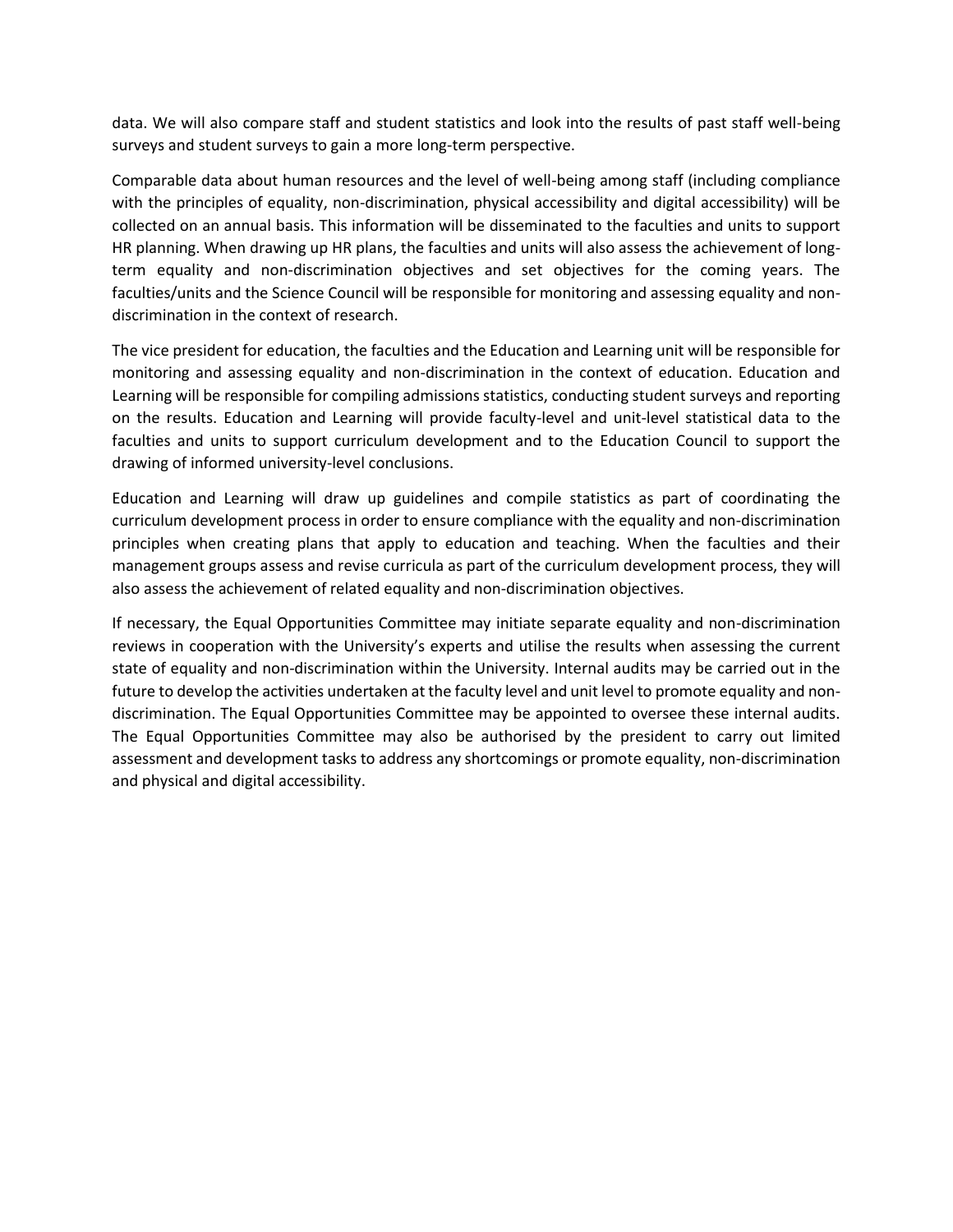data. We will also compare staff and student statistics and look into the results of past staff well-being surveys and student surveys to gain a more long-term perspective.

Comparable data about human resources and the level of well-being among staff (including compliance with the principles of equality, non-discrimination, physical accessibility and digital accessibility) will be collected on an annual basis. This information will be disseminated to the faculties and units to support HR planning. When drawing up HR plans, the faculties and units will also assess the achievement of long-term equality and non-discrimination objectives and set objectives for the coming years. The faculties/units and the Science Council will be responsible for monitoring and assessing equality and non-discrimination in the context of research.

The vice president for education, the faculties and the Education and Learning unit will be responsible for monitoring and assessing equality and non-discrimination in the context of education. Education and Learning will be responsible for compiling admissions statistics, conducting student surveys and reporting on the results. Education and Learning will provide faculty-level and unit-level statistical data to the faculties and units to support curriculum development and to the Education Council to support the drawing of informed university-level conclusions.

Education and Learning will draw up guidelines and compile statistics as part of coordinating the curriculum development process in order to ensure compliance with the equality and non-discrimination principles when creating plans that apply to education and teaching. When the faculties and their management groups assess and revise curricula as part of the curriculum development process, they will also assess the achievement of related equality and non-discrimination objectives.

If necessary, the Equal Opportunities Committee may initiate separate equality and non-discrimination reviews in cooperation with the University's experts and utilise the results when assessing the current state of equality and non-discrimination within the University. Internal audits may be carried out in the future to develop the activities undertaken at the faculty level and unit level to promote equality and non-discrimination. The Equal Opportunities Committee may be appointed to oversee these internal audits. The Equal Opportunities Committee may also be authorised by the president to carry out limited assessment and development tasks to address any shortcomings or promote equality, non-discrimination and physical and digital accessibility.